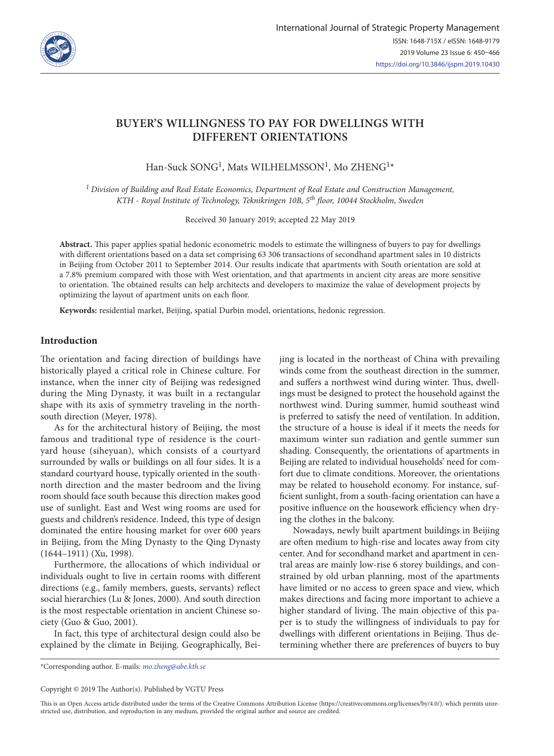# BUYER'S WILLINGNESS TO PAY FOR DWELLINGS WITH DIFFERENT ORIENTATIONS

Han-Suck SONG[1], Mats WILHELMSSON[1], Mo ZHENG[1]*

[1] *Division of Building and Real Estate Economics, Department of Real Estate and Construction Management, KTH - Royal Institute of Technology, Teknikringen 10B, 5th floor, 10044 Stockholm, Sweden*

Received 30 January 2019; accepted 22 May 2019

**Abstract.** This paper applies spatial hedonic econometric models to estimate the willingness of buyers to pay for dwellings with different orientations based on a data set comprising 63 306 transactions of secondhand apartment sales in 10 districts in Beijing from October 2011 to September 2014. Our results indicate that apartments with South orientation are sold at a 7.8% premium compared with those with West orientation, and that apartments in ancient city areas are more sensitive to orientation. The obtained results can help architects and developers to maximize the value of development projects by optimizing the layout of apartment units on each floor.

**Keywords:** residential market, Beijing, spatial Durbin model, orientations, hedonic regression.

## Introduction

The orientation and facing direction of buildings have historically played a critical role in Chinese culture. For instance, when the inner city of Beijing was redesigned during the Ming Dynasty, it was built in a rectangular shape with its axis of symmetry traveling in the north-south direction (Meyer, 1978).

As for the architectural history of Beijing, the most famous and traditional type of residence is the courtyard house (siheyuan), which consists of a courtyard surrounded by walls or buildings on all four sides. It is a standard courtyard house, typically oriented in the south-north direction and the master bedroom and the living room should face south because this direction makes good use of sunlight. East and West wing rooms are used for guests and children's residence. Indeed, this type of design dominated the entire housing market for over 600 years in Beijing, from the Ming Dynasty to the Qing Dynasty (1644–1911) (Xu, 1998).

Furthermore, the allocations of which individual or individuals ought to live in certain rooms with different directions (e.g., family members, guests, servants) reflect social hierarchies (Lu & Jones, 2000). And south direction is the most respectable orientation in ancient Chinese society (Guo & Guo, 2001).

In fact, this type of architectural design could also be explained by the climate in Beijing. Geographically, Beijing is located in the northeast of China with prevailing winds come from the southeast direction in the summer, and suffers a northwest wind during winter. Thus, dwellings must be designed to protect the household against the northwest wind. During summer, humid southeast wind is preferred to satisfy the need of ventilation. In addition, the structure of a house is ideal if it meets the needs for maximum winter sun radiation and gentle summer sun shading. Consequently, the orientations of apartments in Beijing are related to individual households' need for comfort due to climate conditions. Moreover, the orientations may be related to household economy. For instance, sufficient sunlight, from a south-facing orientation can have a positive influence on the housework efficiency when drying the clothes in the balcony.

Nowadays, newly built apartment buildings in Beijing are often medium to high-rise and locates away from city center. And for secondhand market and apartment in central areas are mainly low-rise 6 storey buildings, and constrained by old urban planning, most of the apartments have limited or no access to green space and view, which makes directions and facing more important to achieve a higher standard of living. The main objective of this paper is to study the willingness of individuals to pay for dwellings with different orientations in Beijing. Thus determining whether there are preferences of buyers to buy

*Corresponding author. E-mails: *mo.zheng@abe.kth.se*

Copyright © 2019 The Author(s). Published by VGTU Press

This is an Open Access article distributed under the terms of the Creative Commons Attribution License (https://creativecommons.org/licenses/by/4.0/), which permits unrestricted use, distribution, and reproduction in any medium, provided the original author and source are credited.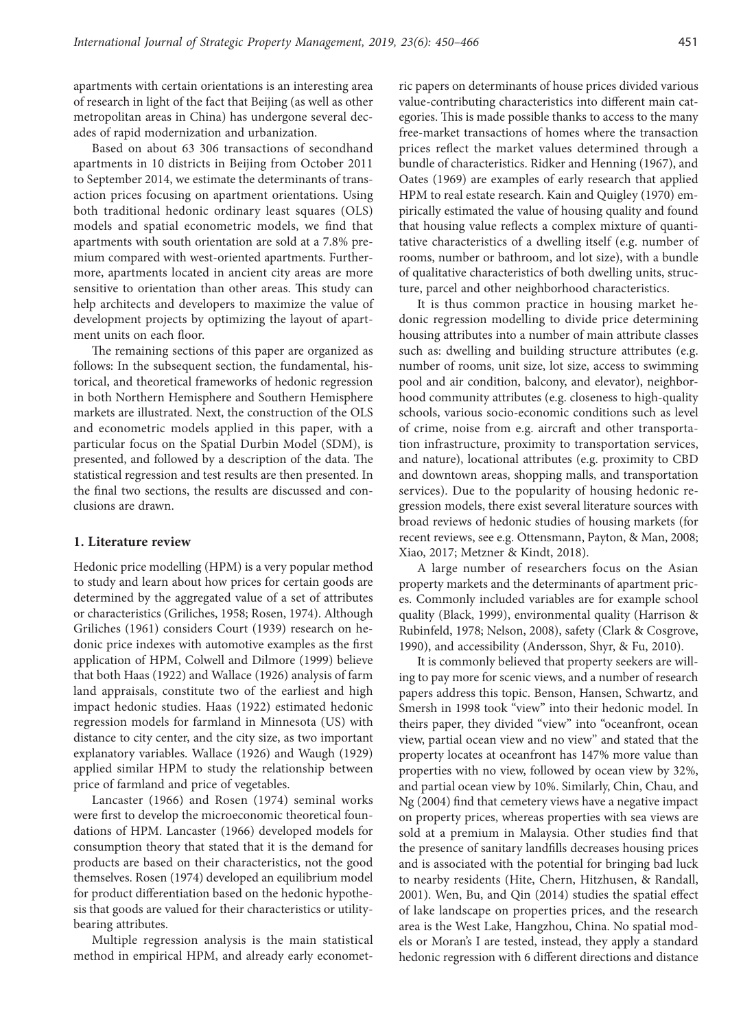apartments with certain orientations is an interesting area of research in light of the fact that Beijing (as well as other metropolitan areas in China) has undergone several decades of rapid modernization and urbanization.

Based on about 63 306 transactions of secondhand apartments in 10 districts in Beijing from October 2011 to September 2014, we estimate the determinants of transaction prices focusing on apartment orientations. Using both traditional hedonic ordinary least squares (OLS) models and spatial econometric models, we find that apartments with south orientation are sold at a 7.8% premium compared with west-oriented apartments. Furthermore, apartments located in ancient city areas are more sensitive to orientation than other areas. This study can help architects and developers to maximize the value of development projects by optimizing the layout of apartment units on each floor.

The remaining sections of this paper are organized as follows: In the subsequent section, the fundamental, historical, and theoretical frameworks of hedonic regression in both Northern Hemisphere and Southern Hemisphere markets are illustrated. Next, the construction of the OLS and econometric models applied in this paper, with a particular focus on the Spatial Durbin Model (SDM), is presented, and followed by a description of the data. The statistical regression and test results are then presented. In the final two sections, the results are discussed and conclusions are drawn.

## 1. Literature review

Hedonic price modelling (HPM) is a very popular method to study and learn about how prices for certain goods are determined by the aggregated value of a set of attributes or characteristics (Griliches, 1958; Rosen, 1974). Although Griliches (1961) considers Court (1939) research on hedonic price indexes with automotive examples as the first application of HPM, Colwell and Dilmore (1999) believe that both Haas (1922) and Wallace (1926) analysis of farm land appraisals, constitute two of the earliest and high impact hedonic studies. Haas (1922) estimated hedonic regression models for farmland in Minnesota (US) with distance to city center, and the city size, as two important explanatory variables. Wallace (1926) and Waugh (1929) applied similar HPM to study the relationship between price of farmland and price of vegetables.

Lancaster (1966) and Rosen (1974) seminal works were first to develop the microeconomic theoretical foundations of HPM. Lancaster (1966) developed models for consumption theory that stated that it is the demand for products are based on their characteristics, not the good themselves. Rosen (1974) developed an equilibrium model for product differentiation based on the hedonic hypothesis that goods are valued for their characteristics or utility-bearing attributes.

Multiple regression analysis is the main statistical method in empirical HPM, and already early econometric papers on determinants of house prices divided various value-contributing characteristics into different main categories. This is made possible thanks to access to the many free-market transactions of homes where the transaction prices reflect the market values determined through a bundle of characteristics. Ridker and Henning (1967), and Oates (1969) are examples of early research that applied HPM to real estate research. Kain and Quigley (1970) empirically estimated the value of housing quality and found that housing value reflects a complex mixture of quantitative characteristics of a dwelling itself (e.g. number of rooms, number or bathroom, and lot size), with a bundle of qualitative characteristics of both dwelling units, structure, parcel and other neighborhood characteristics.

It is thus common practice in housing market hedonic regression modelling to divide price determining housing attributes into a number of main attribute classes such as: dwelling and building structure attributes (e.g. number of rooms, unit size, lot size, access to swimming pool and air condition, balcony, and elevator), neighborhood community attributes (e.g. closeness to high-quality schools, various socio-economic conditions such as level of crime, noise from e.g. aircraft and other transportation infrastructure, proximity to transportation services, and nature), locational attributes (e.g. proximity to CBD and downtown areas, shopping malls, and transportation services). Due to the popularity of housing hedonic regression models, there exist several literature sources with broad reviews of hedonic studies of housing markets (for recent reviews, see e.g. Ottensmann, Payton, & Man, 2008; Xiao, 2017; Metzner & Kindt, 2018).

A large number of researchers focus on the Asian property markets and the determinants of apartment prices. Commonly included variables are for example school quality (Black, 1999), environmental quality (Harrison & Rubinfeld, 1978; Nelson, 2008), safety (Clark & Cosgrove, 1990), and accessibility (Andersson, Shyr, & Fu, 2010).

It is commonly believed that property seekers are willing to pay more for scenic views, and a number of research papers address this topic. Benson, Hansen, Schwartz, and Smersh in 1998 took "view" into their hedonic model. In theirs paper, they divided "view" into "oceanfront, ocean view, partial ocean view and no view" and stated that the property locates at oceanfront has 147% more value than properties with no view, followed by ocean view by 32%, and partial ocean view by 10%. Similarly, Chin, Chau, and Ng (2004) find that cemetery views have a negative impact on property prices, whereas properties with sea views are sold at a premium in Malaysia. Other studies find that the presence of sanitary landfills decreases housing prices and is associated with the potential for bringing bad luck to nearby residents (Hite, Chern, Hitzhusen, & Randall, 2001). Wen, Bu, and Qin (2014) studies the spatial effect of lake landscape on properties prices, and the research area is the West Lake, Hangzhou, China. No spatial models or Moran's I are tested, instead, they apply a standard hedonic regression with 6 different directions and distance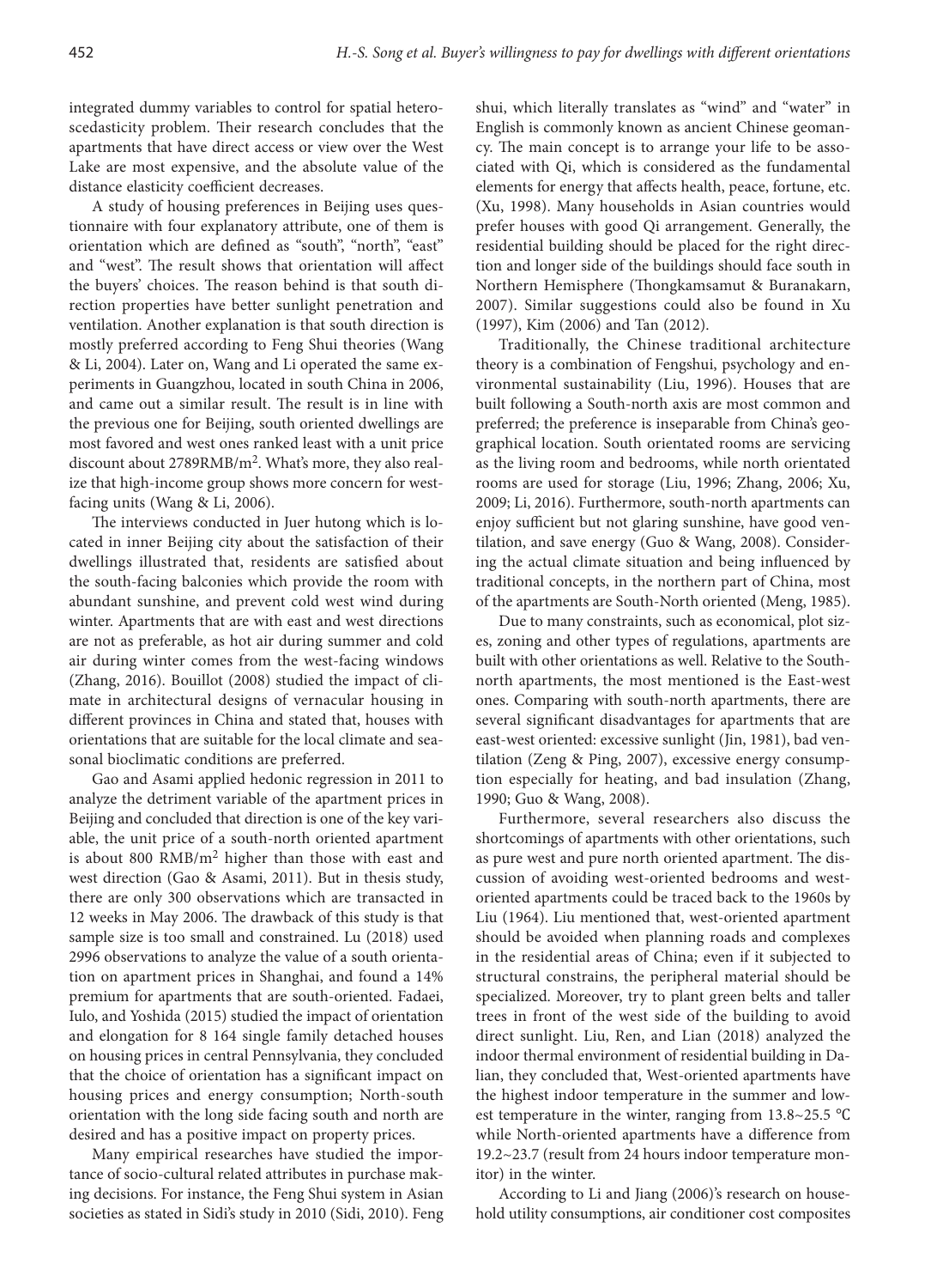integrated dummy variables to control for spatial heteroscedasticity problem. Their research concludes that the apartments that have direct access or view over the West Lake are most expensive, and the absolute value of the distance elasticity coefficient decreases.

A study of housing preferences in Beijing uses questionnaire with four explanatory attribute, one of them is orientation which are defined as "south", "north", "east" and "west". The result shows that orientation will affect the buyers' choices. The reason behind is that south direction properties have better sunlight penetration and ventilation. Another explanation is that south direction is mostly preferred according to Feng Shui theories (Wang & Li, 2004). Later on, Wang and Li operated the same experiments in Guangzhou, located in south China in 2006, and came out a similar result. The result is in line with the previous one for Beijing, south oriented dwellings are most favored and west ones ranked least with a unit price discount about 2789RMB/m$^2$. What's more, they also realize that high-income group shows more concern for west-facing units (Wang & Li, 2006).

The interviews conducted in Juer hutong which is located in inner Beijing city about the satisfaction of their dwellings illustrated that, residents are satisfied about the south-facing balconies which provide the room with abundant sunshine, and prevent cold west wind during winter. Apartments that are with east and west directions are not as preferable, as hot air during summer and cold air during winter comes from the west-facing windows (Zhang, 2016). Bouillot (2008) studied the impact of climate in architectural designs of vernacular housing in different provinces in China and stated that, houses with orientations that are suitable for the local climate and seasonal bioclimatic conditions are preferred.

Gao and Asami applied hedonic regression in 2011 to analyze the detriment variable of the apartment prices in Beijing and concluded that direction is one of the key variable, the unit price of a south-north oriented apartment is about 800 RMB/m$^2$ higher than those with east and west direction (Gao & Asami, 2011). But in thesis study, there are only 300 observations which are transacted in 12 weeks in May 2006. The drawback of this study is that sample size is too small and constrained. Lu (2018) used 2996 observations to analyze the value of a south orientation on apartment prices in Shanghai, and found a 14% premium for apartments that are south-oriented. Fadaei, Iulo, and Yoshida (2015) studied the impact of orientation and elongation for 8 164 single family detached houses on housing prices in central Pennsylvania, they concluded that the choice of orientation has a significant impact on housing prices and energy consumption; North-south orientation with the long side facing south and north are desired and has a positive impact on property prices.

Many empirical researches have studied the importance of socio-cultural related attributes in purchase making decisions. For instance, the Feng Shui system in Asian societies as stated in Sidi's study in 2010 (Sidi, 2010). Feng shui, which literally translates as "wind" and "water" in English is commonly known as ancient Chinese geomancy. The main concept is to arrange your life to be associated with Qi, which is considered as the fundamental elements for energy that affects health, peace, fortune, etc. (Xu, 1998). Many households in Asian countries would prefer houses with good Qi arrangement. Generally, the residential building should be placed for the right direction and longer side of the buildings should face south in Northern Hemisphere (Thongkamsamut & Buranakarn, 2007). Similar suggestions could also be found in Xu (1997), Kim (2006) and Tan (2012).

Traditionally, the Chinese traditional architecture theory is a combination of Fengshui, psychology and environmental sustainability (Liu, 1996). Houses that are built following a South-north axis are most common and preferred; the preference is inseparable from China's geographical location. South orientated rooms are servicing as the living room and bedrooms, while north orientated rooms are used for storage (Liu, 1996; Zhang, 2006; Xu, 2009; Li, 2016). Furthermore, south-north apartments can enjoy sufficient but not glaring sunshine, have good ventilation, and save energy (Guo & Wang, 2008). Considering the actual climate situation and being influenced by traditional concepts, in the northern part of China, most of the apartments are South-North oriented (Meng, 1985).

Due to many constraints, such as economical, plot sizes, zoning and other types of regulations, apartments are built with other orientations as well. Relative to the South-north apartments, the most mentioned is the East-west ones. Comparing with south-north apartments, there are several significant disadvantages for apartments that are east-west oriented: excessive sunlight (Jin, 1981), bad ventilation (Zeng & Ping, 2007), excessive energy consumption especially for heating, and bad insulation (Zhang, 1990; Guo & Wang, 2008).

Furthermore, several researchers also discuss the shortcomings of apartments with other orientations, such as pure west and pure north oriented apartment. The discussion of avoiding west-oriented bedrooms and west-oriented apartments could be traced back to the 1960s by Liu (1964). Liu mentioned that, west-oriented apartment should be avoided when planning roads and complexes in the residential areas of China; even if it subjected to structural constrains, the peripheral material should be specialized. Moreover, try to plant green belts and taller trees in front of the west side of the building to avoid direct sunlight. Liu, Ren, and Lian (2018) analyzed the indoor thermal environment of residential building in Dalian, they concluded that, West-oriented apartments have the highest indoor temperature in the summer and lowest temperature in the winter, ranging from 13.8~25.5 ℃ while North-oriented apartments have a difference from 19.2~23.7 (result from 24 hours indoor temperature monitor) in the winter.

According to Li and Jiang (2006)'s research on household utility consumptions, air conditioner cost composites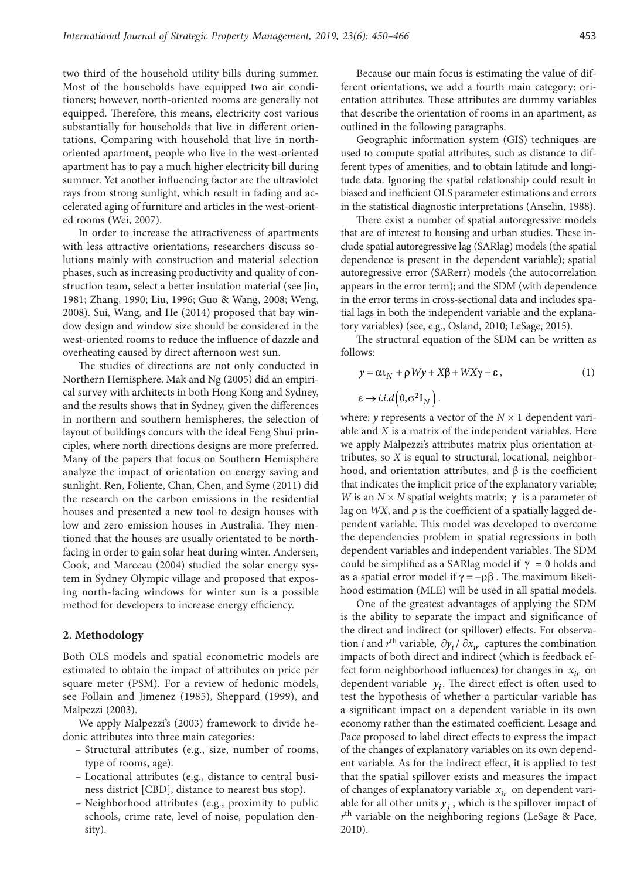two third of the household utility bills during summer. Most of the households have equipped two air conditioners; however, north-oriented rooms are generally not equipped. Therefore, this means, electricity cost various substantially for households that live in different orientations. Comparing with household that live in north-oriented apartment, people who live in the west-oriented apartment has to pay a much higher electricity bill during summer. Yet another influencing factor are the ultraviolet rays from strong sunlight, which result in fading and accelerated aging of furniture and articles in the west-oriented rooms (Wei, 2007).

In order to increase the attractiveness of apartments with less attractive orientations, researchers discuss solutions mainly with construction and material selection phases, such as increasing productivity and quality of construction team, select a better insulation material (see Jin, 1981; Zhang, 1990; Liu, 1996; Guo & Wang, 2008; Weng, 2008). Sui, Wang, and He (2014) proposed that bay window design and window size should be considered in the west-oriented rooms to reduce the influence of dazzle and overheating caused by direct afternoon west sun.

The studies of directions are not only conducted in Northern Hemisphere. Mak and Ng (2005) did an empirical survey with architects in both Hong Kong and Sydney, and the results shows that in Sydney, given the differences in northern and southern hemispheres, the selection of layout of buildings concurs with the ideal Feng Shui principles, where north directions designs are more preferred. Many of the papers that focus on Southern Hemisphere analyze the impact of orientation on energy saving and sunlight. Ren, Foliente, Chan, Chen, and Syme (2011) did the research on the carbon emissions in the residential houses and presented a new tool to design houses with low and zero emission houses in Australia. They mentioned that the houses are usually orientated to be north-facing in order to gain solar heat during winter. Andersen, Cook, and Marceau (2004) studied the solar energy system in Sydney Olympic village and proposed that exposing north-facing windows for winter sun is a possible method for developers to increase energy efficiency.

## 2. Methodology

Both OLS models and spatial econometric models are estimated to obtain the impact of attributes on price per square meter (PSM). For a review of hedonic models, see Follain and Jimenez (1985), Sheppard (1999), and Malpezzi (2003).

We apply Malpezzi's (2003) framework to divide hedonic attributes into three main categories:

- Structural attributes (e.g., size, number of rooms, type of rooms, age).
- Locational attributes (e.g., distance to central business district [CBD], distance to nearest bus stop).
- Neighborhood attributes (e.g., proximity to public schools, crime rate, level of noise, population density).

Because our main focus is estimating the value of different orientations, we add a fourth main category: orientation attributes. These attributes are dummy variables that describe the orientation of rooms in an apartment, as outlined in the following paragraphs.

Geographic information system (GIS) techniques are used to compute spatial attributes, such as distance to different types of amenities, and to obtain latitude and longitude data. Ignoring the spatial relationship could result in biased and inefficient OLS parameter estimations and errors in the statistical diagnostic interpretations (Anselin, 1988).

There exist a number of spatial autoregressive models that are of interest to housing and urban studies. These include spatial autoregressive lag (SARlag) models (the spatial dependence is present in the dependent variable); spatial autoregressive error (SARerr) models (the autocorrelation appears in the error term); and the SDM (with dependence in the error terms in cross-sectional data and includes spatial lags in both the independent variable and the explanatory variables) (see, e.g., Osland, 2010; LeSage, 2015).

The structural equation of the SDM can be written as follows:

$$y = \alpha \iota_N + \rho W y + X\beta + WX\gamma + \varepsilon, \tag{1}$$

$$\varepsilon \to i.i.d\left(0, \sigma^2 I_N\right).$$

where: $y$ represents a vector of the $N \times 1$ dependent variable and $X$ is a matrix of the independent variables. Here we apply Malpezzi's attributes matrix plus orientation attributes, so $X$ is equal to structural, locational, neighborhood, and orientation attributes, and $\beta$ is the coefficient that indicates the implicit price of the explanatory variable; $W$ is an $N \times N$ spatial weights matrix; $\gamma$ is a parameter of lag on $WX$, and $\rho$ is the coefficient of a spatially lagged dependent variable. This model was developed to overcome the dependencies problem in spatial regressions in both dependent variables and independent variables. The SDM could be simplified as a SARlag model if $\gamma = 0$ holds and as a spatial error model if $\gamma = -\rho\beta$. The maximum likelihood estimation (MLE) will be used in all spatial models.

One of the greatest advantages of applying the SDM is the ability to separate the impact and significance of the direct and indirect (or spillover) effects. For observation $i$ and $r^{\text{th}}$ variable, $\partial y_i / \partial x_{ir}$ captures the combination impacts of both direct and indirect (which is feedback effect form neighborhood influences) for changes in $x_{ir}$ on dependent variable $y_i$. The direct effect is often used to test the hypothesis of whether a particular variable has a significant impact on a dependent variable in its own economy rather than the estimated coefficient. Lesage and Pace proposed to label direct effects to express the impact of the changes of explanatory variables on its own dependent variable. As for the indirect effect, it is applied to test that the spatial spillover exists and measures the impact of changes of explanatory variable $x_{ir}$ on dependent variable for all other units $y_j$, which is the spillover impact of $r^{\text{th}}$ variable on the neighboring regions (LeSage & Pace, 2010).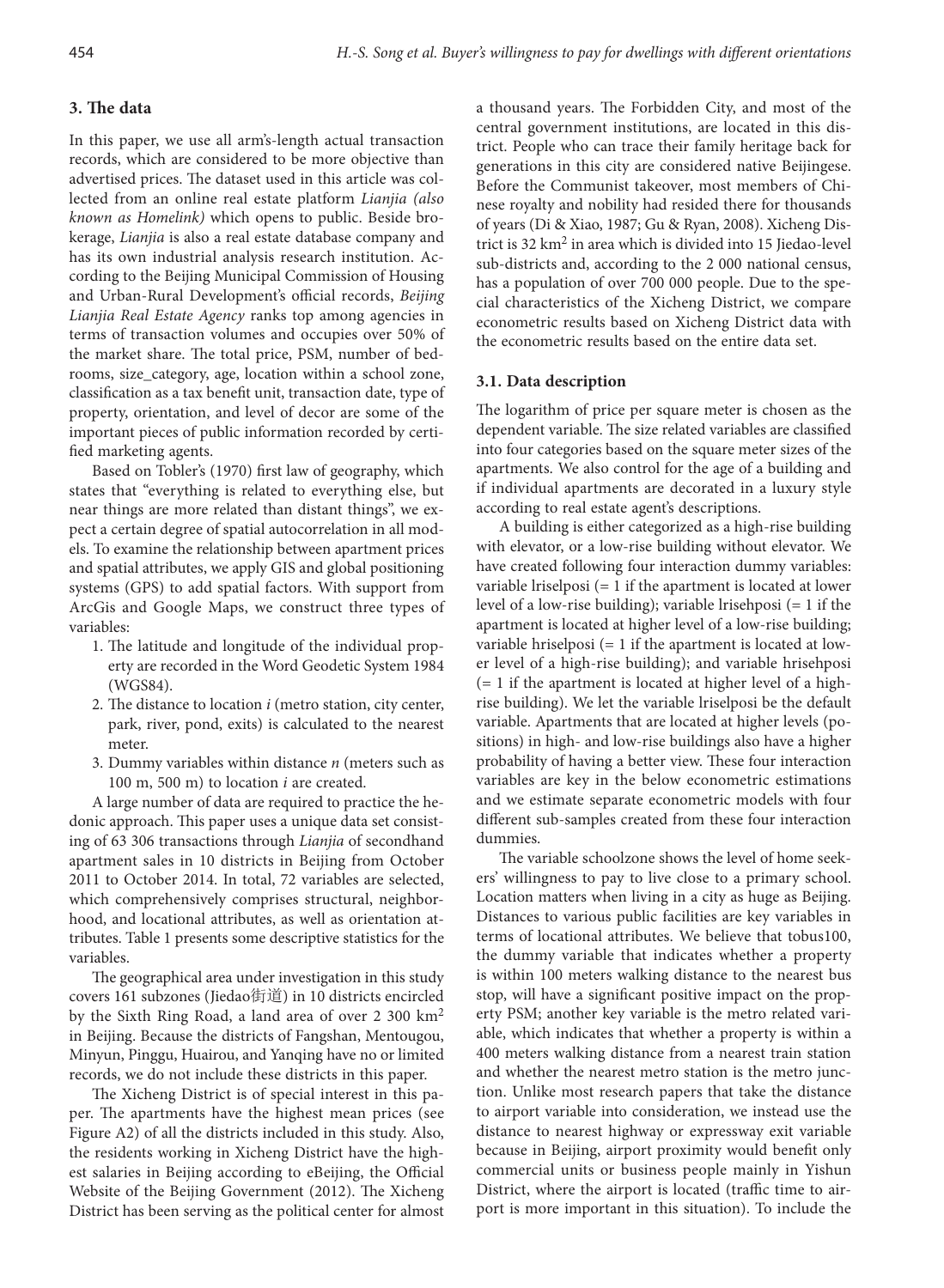## 3. The data

In this paper, we use all arm's-length actual transaction records, which are considered to be more objective than advertised prices. The dataset used in this article was collected from an online real estate platform *Lianjia (also known as Homelink)* which opens to public. Beside brokerage, *Lianjia* is also a real estate database company and has its own industrial analysis research institution. According to the Beijing Municipal Commission of Housing and Urban-Rural Development's official records, *Beijing Lianjia Real Estate Agency* ranks top among agencies in terms of transaction volumes and occupies over 50% of the market share. The total price, PSM, number of bedrooms, size_category, age, location within a school zone, classification as a tax benefit unit, transaction date, type of property, orientation, and level of decor are some of the important pieces of public information recorded by certified marketing agents.

Based on Tobler's (1970) first law of geography, which states that "everything is related to everything else, but near things are more related than distant things", we expect a certain degree of spatial autocorrelation in all models. To examine the relationship between apartment prices and spatial attributes, we apply GIS and global positioning systems (GPS) to add spatial factors. With support from ArcGis and Google Maps, we construct three types of variables:

1. The latitude and longitude of the individual property are recorded in the Word Geodetic System 1984 (WGS84).
2. The distance to location *i* (metro station, city center, park, river, pond, exits) is calculated to the nearest meter.
3. Dummy variables within distance *n* (meters such as 100 m, 500 m) to location *i* are created.

A large number of data are required to practice the hedonic approach. This paper uses a unique data set consisting of 63 306 transactions through *Lianjia* of secondhand apartment sales in 10 districts in Beijing from October 2011 to October 2014. In total, 72 variables are selected, which comprehensively comprises structural, neighborhood, and locational attributes, as well as orientation attributes. Table 1 presents some descriptive statistics for the variables.

The geographical area under investigation in this study covers 161 subzones (Jiedao街道) in 10 districts encircled by the Sixth Ring Road, a land area of over 2 300 km$^2$ in Beijing. Because the districts of Fangshan, Mentougou, Minyun, Pinggu, Huairou, and Yanqing have no or limited records, we do not include these districts in this paper.

The Xicheng District is of special interest in this paper. The apartments have the highest mean prices (see Figure A2) of all the districts included in this study. Also, the residents working in Xicheng District have the highest salaries in Beijing according to eBeijing, the Official Website of the Beijing Government (2012). The Xicheng District has been serving as the political center for almost a thousand years. The Forbidden City, and most of the central government institutions, are located in this district. People who can trace their family heritage back for generations in this city are considered native Beijingese. Before the Communist takeover, most members of Chinese royalty and nobility had resided there for thousands of years (Di & Xiao, 1987; Gu & Ryan, 2008). Xicheng District is 32 km$^2$ in area which is divided into 15 Jiedao-level sub-districts and, according to the 2 000 national census, has a population of over 700 000 people. Due to the special characteristics of the Xicheng District, we compare econometric results based on Xicheng District data with the econometric results based on the entire data set.

### 3.1. Data description

The logarithm of price per square meter is chosen as the dependent variable. The size related variables are classified into four categories based on the square meter sizes of the apartments. We also control for the age of a building and if individual apartments are decorated in a luxury style according to real estate agent's descriptions.

A building is either categorized as a high-rise building with elevator, or a low-rise building without elevator. We have created following four interaction dummy variables: variable lriselposi (= 1 if the apartment is located at lower level of a low-rise building); variable lrisehposi (= 1 if the apartment is located at higher level of a low-rise building; variable hriselposi (= 1 if the apartment is located at lower level of a high-rise building); and variable hrisehposi (= 1 if the apartment is located at higher level of a high-rise building). We let the variable lriselposi be the default variable. Apartments that are located at higher levels (positions) in high- and low-rise buildings also have a higher probability of having a better view. These four interaction variables are key in the below econometric estimations and we estimate separate econometric models with four different sub-samples created from these four interaction dummies.

The variable schoolzone shows the level of home seekers' willingness to pay to live close to a primary school. Location matters when living in a city as huge as Beijing. Distances to various public facilities are key variables in terms of locational attributes. We believe that tobus100, the dummy variable that indicates whether a property is within 100 meters walking distance to the nearest bus stop, will have a significant positive impact on the property PSM; another key variable is the metro related variable, which indicates that whether a property is within a 400 meters walking distance from a nearest train station and whether the nearest metro station is the metro junction. Unlike most research papers that take the distance to airport variable into consideration, we instead use the distance to nearest highway or expressway exit variable because in Beijing, airport proximity would benefit only commercial units or business people mainly in Yishun District, where the airport is located (traffic time to airport is more important in this situation). To include the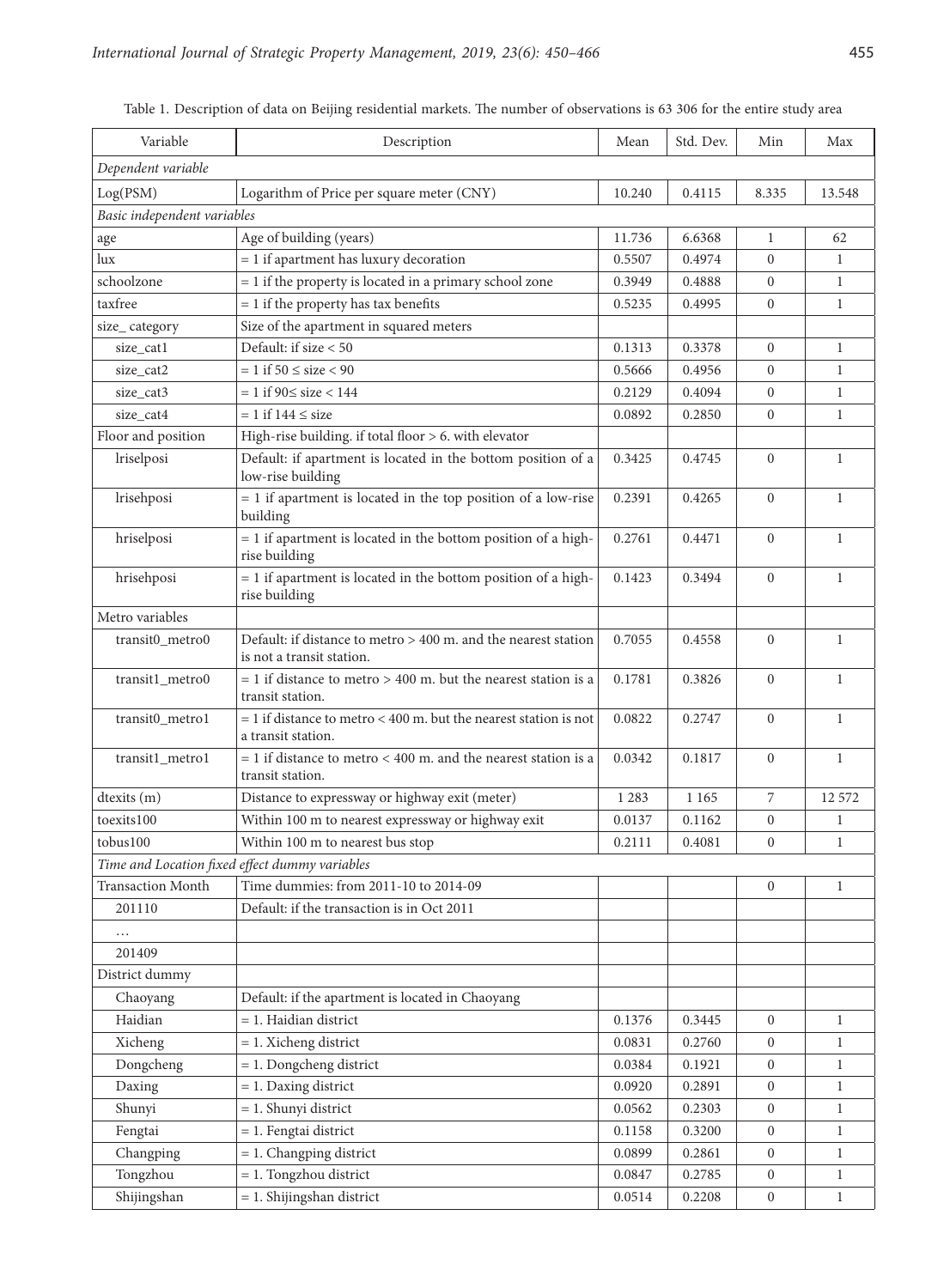Table 1. Description of data on Beijing residential markets. The number of observations is 63 306 for the entire study area

| Variable | Description | Mean | Std. Dev. | Min | Max |
|---|---|---|---|---|---|
| *Dependent variable* | | | | | |
| Log(PSM) | Logarithm of Price per square meter (CNY) | 10.240 | 0.4115 | 8.335 | 13.548 |
| *Basic independent variables* | | | | | |
| age | Age of building (years) | 11.736 | 6.6368 | 1 | 62 |
| lux | = 1 if apartment has luxury decoration | 0.5507 | 0.4974 | 0 | 1 |
| schoolzone | = 1 if the property is located in a primary school zone | 0.3949 | 0.4888 | 0 | 1 |
| taxfree | = 1 if the property has tax benefits | 0.5235 | 0.4995 | 0 | 1 |
| size_ category | Size of the apartment in squared meters | | | | |
| size_cat1 | Default: if size < 50 | 0.1313 | 0.3378 | 0 | 1 |
| size_cat2 | = 1 if 50 ≤ size < 90 | 0.5666 | 0.4956 | 0 | 1 |
| size_cat3 | = 1 if 90≤ size < 144 | 0.2129 | 0.4094 | 0 | 1 |
| size_cat4 | = 1 if 144 ≤ size | 0.0892 | 0.2850 | 0 | 1 |
| Floor and position | High-rise building. if total floor > 6. with elevator | | | | |
| lriselposi | Default: if apartment is located in the bottom position of a low-rise building | 0.3425 | 0.4745 | 0 | 1 |
| lrisehposi | = 1 if apartment is located in the top position of a low-rise building | 0.2391 | 0.4265 | 0 | 1 |
| hriselposi | = 1 if apartment is located in the bottom position of a high-rise building | 0.2761 | 0.4471 | 0 | 1 |
| hrisehposi | = 1 if apartment is located in the bottom position of a high-rise building | 0.1423 | 0.3494 | 0 | 1 |
| Metro variables | | | | | |
| transit0_metro0 | Default: if distance to metro > 400 m. and the nearest station is not a transit station. | 0.7055 | 0.4558 | 0 | 1 |
| transit1_metro0 | = 1 if distance to metro > 400 m. but the nearest station is a transit station. | 0.1781 | 0.3826 | 0 | 1 |
| transit0_metro1 | = 1 if distance to metro < 400 m. but the nearest station is not a transit station. | 0.0822 | 0.2747 | 0 | 1 |
| transit1_metro1 | = 1 if distance to metro < 400 m. and the nearest station is a transit station. | 0.0342 | 0.1817 | 0 | 1 |
| dtexits (m) | Distance to expressway or highway exit (meter) | 1 283 | 1 165 | 7 | 12 572 |
| toexits100 | Within 100 m to nearest expressway or highway exit | 0.0137 | 0.1162 | 0 | 1 |
| tobus100 | Within 100 m to nearest bus stop | 0.2111 | 0.4081 | 0 | 1 |
| *Time and Location fixed effect dummy variables* | | | | | |
| Transaction Month | Time dummies: from 2011-10 to 2014-09 | | | 0 | 1 |
| 201110 | Default: if the transaction is in Oct 2011 | | | | |
| … | | | | | |
| 201409 | | | | | |
| District dummy | | | | | |
| Chaoyang | Default: if the apartment is located in Chaoyang | | | | |
| Haidian | = 1. Haidian district | 0.1376 | 0.3445 | 0 | 1 |
| Xicheng | = 1. Xicheng district | 0.0831 | 0.2760 | 0 | 1 |
| Dongcheng | = 1. Dongcheng district | 0.0384 | 0.1921 | 0 | 1 |
| Daxing | = 1. Daxing district | 0.0920 | 0.2891 | 0 | 1 |
| Shunyi | = 1. Shunyi district | 0.0562 | 0.2303 | 0 | 1 |
| Fengtai | = 1. Fengtai district | 0.1158 | 0.3200 | 0 | 1 |
| Changping | = 1. Changping district | 0.0899 | 0.2861 | 0 | 1 |
| Tongzhou | = 1. Tongzhou district | 0.0847 | 0.2785 | 0 | 1 |
| Shijingshan | = 1. Shijingshan district | 0.0514 | 0.2208 | 0 | 1 |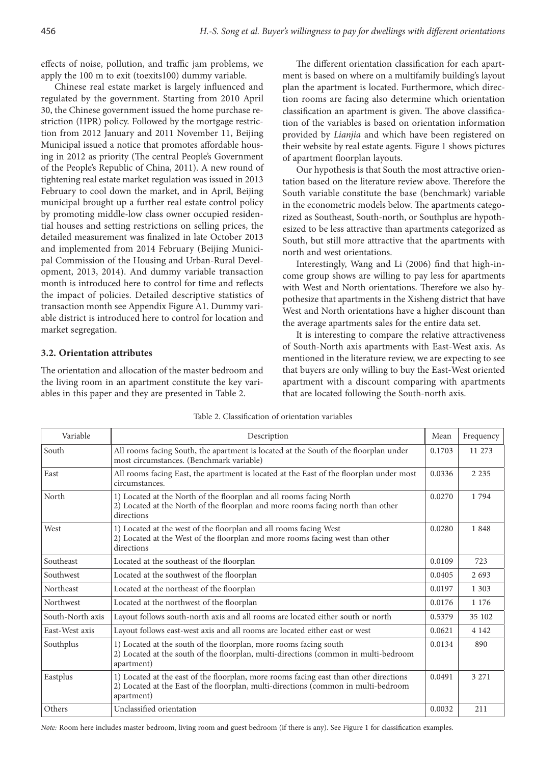effects of noise, pollution, and traffic jam problems, we apply the 100 m to exit (toexits100) dummy variable.

Chinese real estate market is largely influenced and regulated by the government. Starting from 2010 April 30, the Chinese government issued the home purchase restriction (HPR) policy. Followed by the mortgage restriction from 2012 January and 2011 November 11, Beijing Municipal issued a notice that promotes affordable housing in 2012 as priority (The central People's Government of the People's Republic of China, 2011). A new round of tightening real estate market regulation was issued in 2013 February to cool down the market, and in April, Beijing municipal brought up a further real estate control policy by promoting middle-low class owner occupied residential houses and setting restrictions on selling prices, the detailed measurement was finalized in late October 2013 and implemented from 2014 February (Beijing Municipal Commission of the Housing and Urban-Rural Development, 2013, 2014). And dummy variable transaction month is introduced here to control for time and reflects the impact of policies. Detailed descriptive statistics of transaction month see Appendix Figure A1. Dummy variable district is introduced here to control for location and market segregation.

### 3.2. Orientation attributes

The orientation and allocation of the master bedroom and the living room in an apartment constitute the key variables in this paper and they are presented in Table 2.

The different orientation classification for each apartment is based on where on a multifamily building's layout plan the apartment is located. Furthermore, which direction rooms are facing also determine which orientation classification an apartment is given. The above classification of the variables is based on orientation information provided by *Lianjia* and which have been registered on their website by real estate agents. Figure 1 shows pictures of apartment floorplan layouts.

Our hypothesis is that South the most attractive orientation based on the literature review above. Therefore the South variable constitute the base (benchmark) variable in the econometric models below. The apartments categorized as Southeast, South-north, or Southplus are hypothesized to be less attractive than apartments categorized as South, but still more attractive that the apartments with north and west orientations.

Interestingly, Wang and Li (2006) find that high-income group shows are willing to pay less for apartments with West and North orientations. Therefore we also hypothesize that apartments in the Xisheng district that have West and North orientations have a higher discount than the average apartments sales for the entire data set.

It is interesting to compare the relative attractiveness of South-North axis apartments with East-West axis. As mentioned in the literature review, we are expecting to see that buyers are only willing to buy the East-West oriented apartment with a discount comparing with apartments that are located following the South-north axis.

Table 2. Classification of orientation variables

| Variable | Description | Mean | Frequency |
|---|---|---|---|
| South | All rooms facing South, the apartment is located at the South of the floorplan under most circumstances. (Benchmark variable) | 0.1703 | 11 273 |
| East | All rooms facing East, the apartment is located at the East of the floorplan under most circumstances. | 0.0336 | 2 235 |
| North | 1) Located at the North of the floorplan and all rooms facing North<br>2) Located at the North of the floorplan and more rooms facing north than other directions | 0.0270 | 1 794 |
| West | 1) Located at the west of the floorplan and all rooms facing West<br>2) Located at the West of the floorplan and more rooms facing west than other directions | 0.0280 | 1 848 |
| Southeast | Located at the southeast of the floorplan | 0.0109 | 723 |
| Southwest | Located at the southwest of the floorplan | 0.0405 | 2 693 |
| Northeast | Located at the northeast of the floorplan | 0.0197 | 1 303 |
| Northwest | Located at the northwest of the floorplan | 0.0176 | 1 176 |
| South-North axis | Layout follows south-north axis and all rooms are located either south or north | 0.5379 | 35 102 |
| East-West axis | Layout follows east-west axis and all rooms are located either east or west | 0.0621 | 4 142 |
| Southplus | 1) Located at the south of the floorplan, more rooms facing south<br>2) Located at the south of the floorplan, multi-directions (common in multi-bedroom apartment) | 0.0134 | 890 |
| Eastplus | 1) Located at the east of the floorplan, more rooms facing east than other directions<br>2) Located at the East of the floorplan, multi-directions (common in multi-bedroom apartment) | 0.0491 | 3 271 |
| Others | Unclassified orientation | 0.0032 | 211 |

*Note:* Room here includes master bedroom, living room and guest bedroom (if there is any). See Figure 1 for classification examples.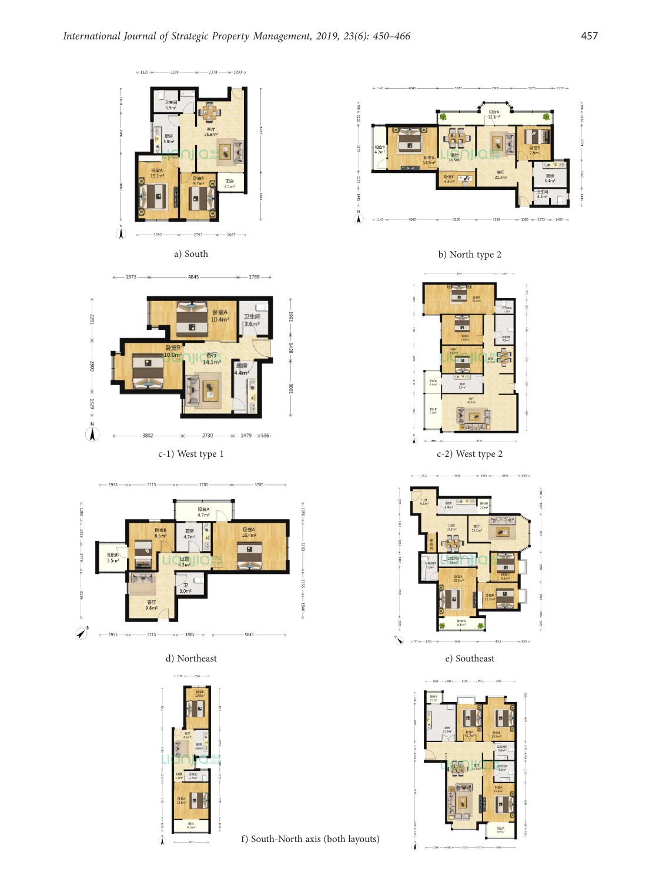a) South

b) North type 2

c-1) West type 1

c-2) West type 2

d) Northeast

e) Southeast

f) South-North axis (both layouts)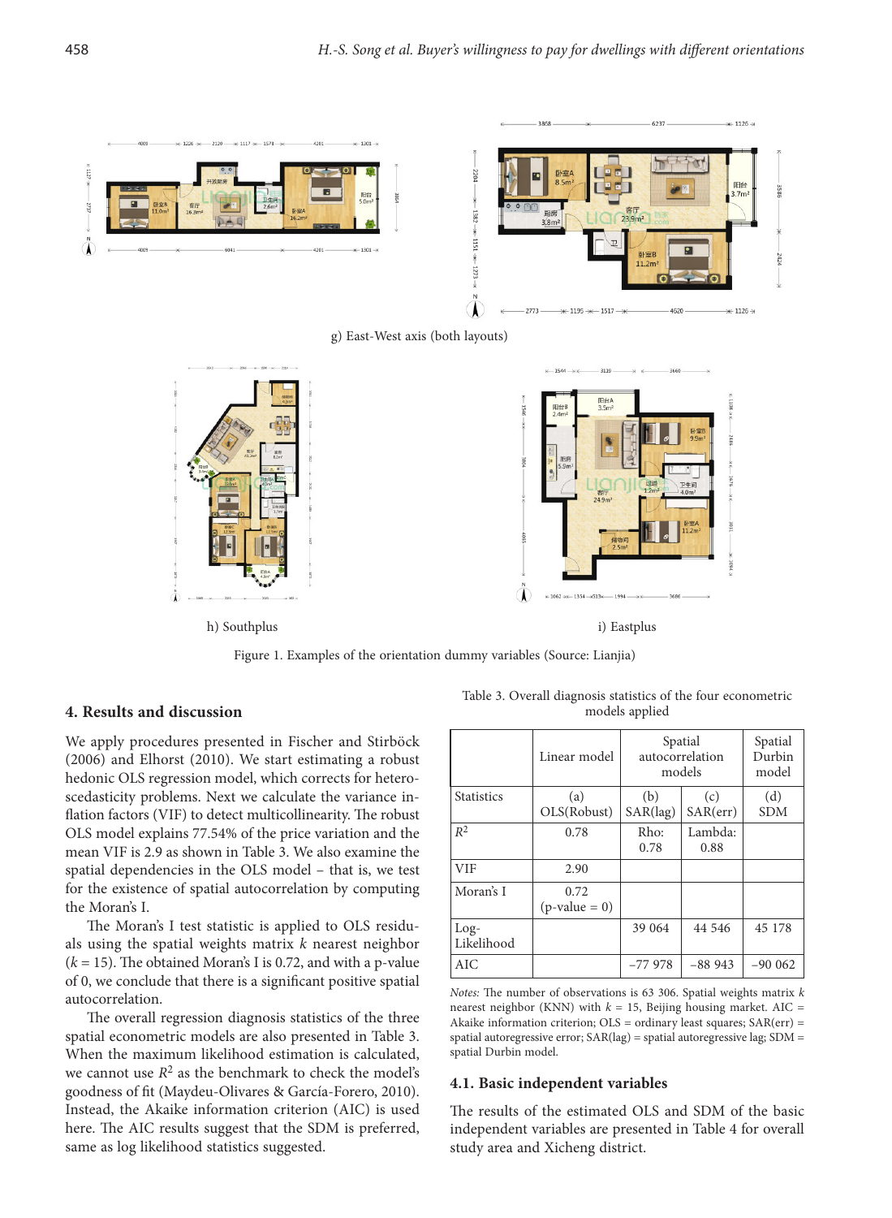g) East-West axis (both layouts)

h) Southplus

i) Eastplus

Figure 1. Examples of the orientation dummy variables (Source: Lianjia)

## 4. Results and discussion

We apply procedures presented in Fischer and Stirböck (2006) and Elhorst (2010). We start estimating a robust hedonic OLS regression model, which corrects for heteroscedasticity problems. Next we calculate the variance inflation factors (VIF) to detect multicollinearity. The robust OLS model explains 77.54% of the price variation and the mean VIF is 2.9 as shown in Table 3. We also examine the spatial dependencies in the OLS model – that is, we test for the existence of spatial autocorrelation by computing the Moran's I.

The Moran's I test statistic is applied to OLS residuals using the spatial weights matrix $k$ nearest neighbor ($k = 15$). The obtained Moran's I is 0.72, and with a p-value of 0, we conclude that there is a significant positive spatial autocorrelation.

The overall regression diagnosis statistics of the three spatial econometric models are also presented in Table 3. When the maximum likelihood estimation is calculated, we cannot use $R^2$ as the benchmark to check the model's goodness of fit (Maydeu-Olivares & García-Forero, 2010). Instead, the Akaike information criterion (AIC) is used here. The AIC results suggest that the SDM is preferred, same as log likelihood statistics suggested.

Table 3. Overall diagnosis statistics of the four econometric models applied

| | Linear model | Spatial autocorrelation models | | Spatial Durbin model |
|---|---|---|---|---|
| Statistics | (a) OLS(Robust) | (b) SAR(lag) | (c) SAR(err) | (d) SDM |
| $R^2$ | 0.78 | Rho: 0.78 | Lambda: 0.88 | |
| VIF | 2.90 | | | |
| Moran's I | 0.72 (p-value = 0) | | | |
| Log-Likelihood | | 39 064 | 44 546 | 45 178 |
| AIC | | –77 978 | –88 943 | –90 062 |

*Notes:* The number of observations is 63 306. Spatial weights matrix $k$ nearest neighbor (KNN) with $k = 15$, Beijing housing market. AIC = Akaike information criterion; OLS = ordinary least squares; SAR(err) = spatial autoregressive error; SAR(lag) = spatial autoregressive lag; SDM = spatial Durbin model.

### 4.1. Basic independent variables

The results of the estimated OLS and SDM of the basic independent variables are presented in Table 4 for overall study area and Xicheng district.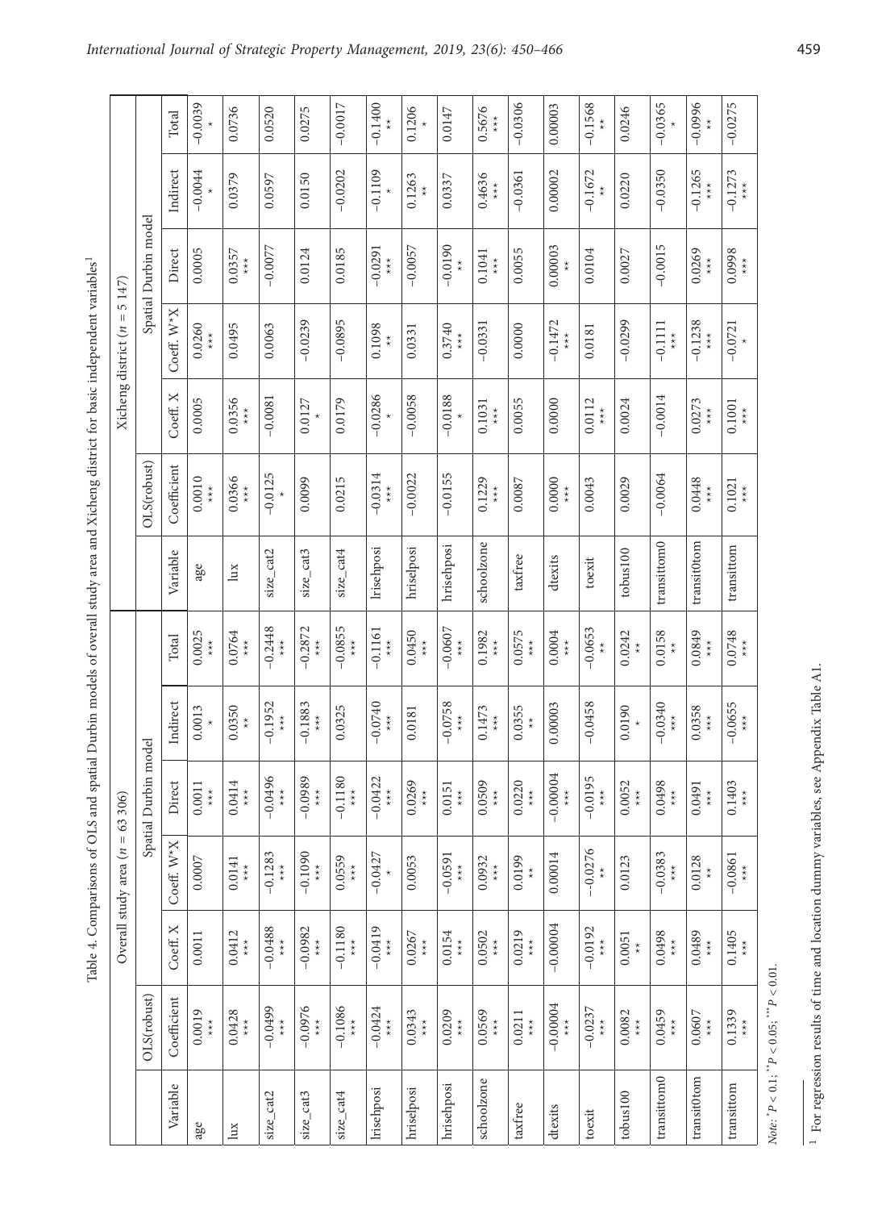Table 4. Comparisons of OLS and spatial Durbin models of overall study area and Xicheng district for basic independent variables[1]

| | Overall study area ($n$ = 63 306) | | | | | | Xicheng district ($n$ = 5 147) | | | | | | |
|---|---|---|---|---|---|---|---|---|---|---|---|---|---|
| | OLS(robust) | Spatial Durbin model | | | | | | OLS(robust) | Spatial Durbin model | | | | |
| Variable | Coefficient | Coeff. X | Coeff. W*X | Direct | Indirect | Total | Variable | Coefficient | Coeff. X | Coeff. W*X | Direct | Indirect | Total |
| age | 0.0019*** | 0.0011 | 0.0007 | 0.0011*** | 0.0013* | 0.0025*** | age | 0.0010*** | 0.0005 | 0.0260*** | 0.0005 | −0.0044* | −0.0039* |
| lux | 0.0428*** | 0.0412*** | 0.0141*** | 0.0414*** | 0.0350** | 0.0764*** | lux | 0.0366*** | 0.0356*** | 0.0495 | 0.0357*** | 0.0379 | 0.0736 |
| size_cat2 | −0.0499*** | −0.0488*** | −0.1283*** | −0.0496*** | −0.1952*** | −0.2448*** | size_cat2 | −0.0125* | −0.0081 | 0.0063 | −0.0077 | 0.0597 | 0.0520 |
| size_cat3 | −0.0976*** | −0.0982*** | −0.1090*** | −0.0989*** | −0.1883*** | −0.2872*** | size_cat3 | 0.0099 | 0.0127* | −0.0239 | 0.0124 | 0.0150 | 0.0275 |
| size_cat4 | −0.1086*** | −0.1180*** | 0.0559*** | −0.1180*** | 0.0325 | −0.0855*** | size_cat4 | 0.0215 | 0.0179 | −0.0895 | 0.0185 | −0.0202 | −0.0017 |
| lrisehposi | −0.0424*** | −0.0419*** | −0.0427* | −0.0422*** | −0.0740*** | −0.1161*** | lrisehposi | −0.0314*** | −0.0286* | 0.1098** | −0.0291*** | −0.1109* | −0.1400** |
| hriselposi | 0.0343*** | 0.0267*** | 0.0053 | 0.0269*** | 0.0181 | 0.0450*** | hriselposi | −0.0022 | −0.0058 | 0.0331 | −0.0057 | 0.1263** | 0.1206* |
| hrisehposi | 0.0209*** | 0.0154*** | −0.0591*** | 0.0151*** | −0.0758*** | −0.0607*** | hrisehposi | −0.0155 | −0.0188* | 0.3740*** | −0.0190** | 0.0337 | 0.0147 |
| schoolzone | 0.0569*** | 0.0502*** | 0.0932*** | 0.0509*** | 0.1473*** | 0.1982*** | schoolzone | 0.1229*** | 0.1031*** | −0.0331 | 0.1041*** | 0.4636*** | 0.5676*** |
| taxfree | 0.0211*** | 0.0219*** | 0.0199** | 0.0220*** | 0.0355** | 0.0575*** | taxfree | 0.0087 | 0.0055 | 0.0000 | 0.0055 | −0.0361 | −0.0306 |
| dtexits | −0.00004*** | −0.00004 | 0.00014 | −0.00004*** | 0.00003 | 0.0004*** | dtexits | 0.0000*** | 0.0000 | −0.1472*** | 0.00003** | 0.00002 | 0.00003 |
| toexit | −0.0237*** | −0.0192*** | −0.0276** | −0.0195*** | −0.0458 | −0.0653*** | toexit | 0.0043 | 0.0112*** | 0.0181 | 0.0104 | −0.1672** | −0.1568** |
| tobus100 | 0.0082*** | 0.0051** | 0.0123 | 0.0052*** | 0.0190* | 0.0242** | tobus100 | 0.0029 | 0.0024 | −0.0299 | 0.0027 | 0.0220 | 0.0246 |
| transittom0 | 0.0459*** | 0.0498*** | −0.0383*** | 0.0498*** | −0.0340*** | 0.0158** | transittom0 | −0.0064 | −0.0014 | −0.1111*** | −0.0015 | −0.0350 | −0.0365* |
| transit0tom | 0.0607*** | 0.0489*** | 0.0128** | 0.0491*** | 0.0358*** | 0.0849*** | transit0tom | 0.0448*** | 0.0273*** | −0.1238*** | 0.0269*** | −0.1265*** | −0.0996** |
| transittom | 0.1339*** | 0.1405*** | −0.0861*** | 0.1403*** | −0.0655*** | 0.0748*** | transittom | 0.1021*** | 0.1001*** | −0.0721* | 0.0998*** | −0.1273*** | −0.0275 |

*Note:* * $P < 0.1$; ** $P < 0.05$; *** $P < 0.01$.

[1] For regression results of time and location dummy variables, see Appendix Table A1.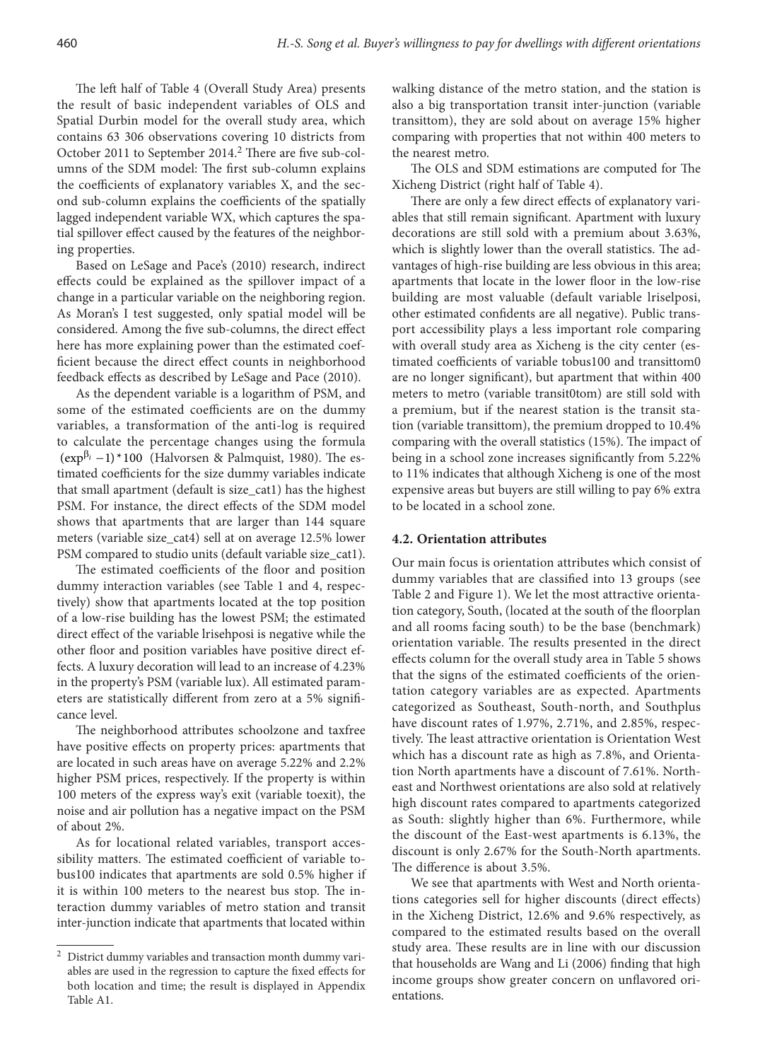The left half of Table 4 (Overall Study Area) presents the result of basic independent variables of OLS and Spatial Durbin model for the overall study area, which contains 63 306 observations covering 10 districts from October 2011 to September 2014.[2] There are five sub-columns of the SDM model: The first sub-column explains the coefficients of explanatory variables X, and the second sub-column explains the coefficients of the spatially lagged independent variable WX, which captures the spatial spillover effect caused by the features of the neighboring properties.

Based on LeSage and Pace's (2010) research, indirect effects could be explained as the spillover impact of a change in a particular variable on the neighboring region. As Moran's I test suggested, only spatial model will be considered. Among the five sub-columns, the direct effect here has more explaining power than the estimated coefficient because the direct effect counts in neighborhood feedback effects as described by LeSage and Pace (2010).

As the dependent variable is a logarithm of PSM, and some of the estimated coefficients are on the dummy variables, a transformation of the anti-log is required to calculate the percentage changes using the formula $(\exp^{\beta_i} - 1) * 100$ (Halvorsen & Palmquist, 1980). The estimated coefficients for the size dummy variables indicate that small apartment (default is size_cat1) has the highest PSM. For instance, the direct effects of the SDM model shows that apartments that are larger than 144 square meters (variable size_cat4) sell at on average 12.5% lower PSM compared to studio units (default variable size_cat1).

The estimated coefficients of the floor and position dummy interaction variables (see Table 1 and 4, respectively) show that apartments located at the top position of a low-rise building has the lowest PSM; the estimated direct effect of the variable lrisehposi is negative while the other floor and position variables have positive direct effects. A luxury decoration will lead to an increase of 4.23% in the property's PSM (variable lux). All estimated parameters are statistically different from zero at a 5% significance level.

The neighborhood attributes schoolzone and taxfree have positive effects on property prices: apartments that are located in such areas have on average 5.22% and 2.2% higher PSM prices, respectively. If the property is within 100 meters of the express way's exit (variable toexit), the noise and air pollution has a negative impact on the PSM of about 2%.

As for locational related variables, transport accessibility matters. The estimated coefficient of variable tobus100 indicates that apartments are sold 0.5% higher if it is within 100 meters to the nearest bus stop. The interaction dummy variables of metro station and transit inter-junction indicate that apartments that located within walking distance of the metro station, and the station is also a big transportation transit inter-junction (variable transittom), they are sold about on average 15% higher comparing with properties that not within 400 meters to the nearest metro.

The OLS and SDM estimations are computed for The Xicheng District (right half of Table 4).

There are only a few direct effects of explanatory variables that still remain significant. Apartment with luxury decorations are still sold with a premium about 3.63%, which is slightly lower than the overall statistics. The advantages of high-rise building are less obvious in this area; apartments that locate in the lower floor in the low-rise building are most valuable (default variable lriselposi, other estimated confidents are all negative). Public transport accessibility plays a less important role comparing with overall study area as Xicheng is the city center (estimated coefficients of variable tobus100 and transittom0 are no longer significant), but apartment that within 400 meters to metro (variable transit0tom) are still sold with a premium, but if the nearest station is the transit station (variable transittom), the premium dropped to 10.4% comparing with the overall statistics (15%). The impact of being in a school zone increases significantly from 5.22% to 11% indicates that although Xicheng is one of the most expensive areas but buyers are still willing to pay 6% extra to be located in a school zone.

### 4.2. Orientation attributes

Our main focus is orientation attributes which consist of dummy variables that are classified into 13 groups (see Table 2 and Figure 1). We let the most attractive orientation category, South, (located at the south of the floorplan and all rooms facing south) to be the base (benchmark) orientation variable. The results presented in the direct effects column for the overall study area in Table 5 shows that the signs of the estimated coefficients of the orientation category variables are as expected. Apartments categorized as Southeast, South-north, and Southplus have discount rates of 1.97%, 2.71%, and 2.85%, respectively. The least attractive orientation is Orientation West which has a discount rate as high as 7.8%, and Orientation North apartments have a discount of 7.61%. Northeast and Northwest orientations are also sold at relatively high discount rates compared to apartments categorized as South: slightly higher than 6%. Furthermore, while the discount of the East-west apartments is 6.13%, the discount is only 2.67% for the South-North apartments. The difference is about 3.5%.

We see that apartments with West and North orientations categories sell for higher discounts (direct effects) in the Xicheng District, 12.6% and 9.6% respectively, as compared to the estimated results based on the overall study area. These results are in line with our discussion that households are Wang and Li (2006) finding that high income groups show greater concern on unflavored orientations.

[2] District dummy variables and transaction month dummy variables are used in the regression to capture the fixed effects for both location and time; the result is displayed in Appendix Table A1.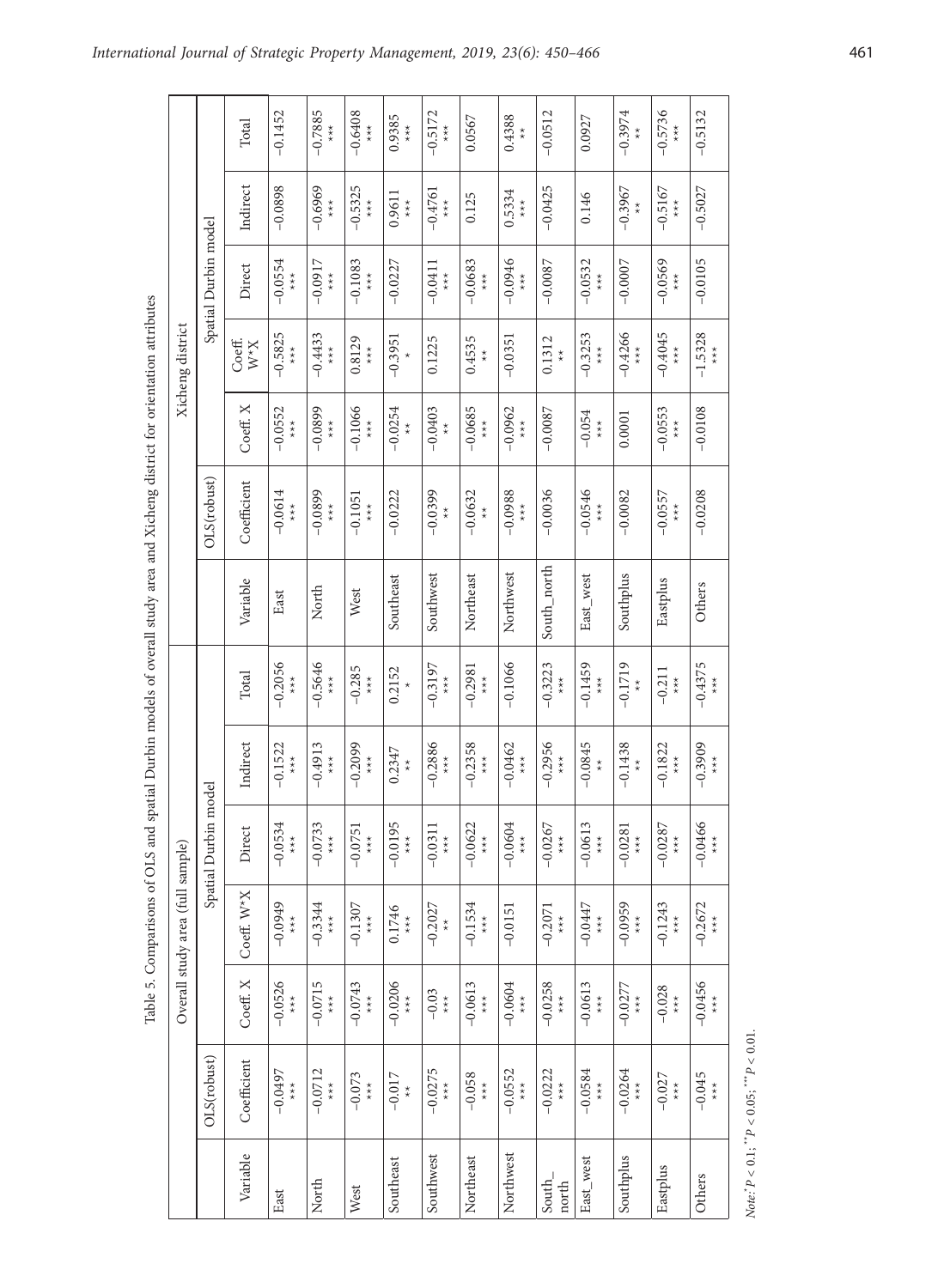Table 5. Comparisons of OLS and spatial Durbin models of overall study area and Xicheng district for orientation attributes

| | Overall study area (full sample) | | | | | | Xicheng district | | | | | | |
|---|---|---|---|---|---|---|---|---|---|---|---|---|---|
| | OLS(robust) | Spatial Durbin model | | | | | | OLS(robust) | Spatial Durbin model | | | | |
| Variable | Coefficient | Coeff. X | Coeff. W*X | Direct | Indirect | Total | Variable | Coefficient | Coeff. X | Coeff. W*X | Direct | Indirect | Total |
| East | −0.0497 *** | −0.0526 *** | −0.0949 *** | −0.0534 *** | −0.1522 *** | −0.2056 *** | East | −0.0614 *** | −0.0552 *** | −0.5825 *** | −0.0554 *** | −0.0898 | −0.1452 |
| North | −0.0712 *** | −0.0715 *** | −0.3344 *** | −0.0733 *** | −0.4913 *** | −0.5646 *** | North | −0.0899 *** | −0.0899 *** | −0.4433 *** | −0.0917 *** | −0.6969 *** | −0.7885 *** |
| West | −0.073 *** | −0.0743 *** | −0.1307 *** | −0.0751 *** | −0.2099 *** | −0.285 *** | West | −0.1051 *** | −0.1066 *** | 0.8129 *** | −0.1083 *** | −0.5325 *** | −0.6408 *** |
| Southeast | −0.017 ** | −0.0206 *** | 0.1746 *** | −0.0195 *** | 0.2347 ** | 0.2152 * | Southeast | −0.0222 | −0.0254 ** | −0.3951 * | −0.0227 | 0.9611 *** | 0.9385 *** |
| Southwest | −0.0275 *** | −0.03 *** | −0.2027 ** | −0.0311 *** | −0.2886 *** | −0.3197 *** | Southwest | −0.0399 ** | −0.0403 ** | 0.1225 | −0.0411 *** | −0.4761 *** | −0.5172 *** |
| Northeast | −0.058 *** | −0.0613 *** | −0.1534 *** | −0.0622 *** | −0.2358 *** | −0.2981 *** | Northeast | −0.0632 ** | −0.0685 *** | 0.4535 ** | −0.0683 *** | 0.125 | 0.0567 |
| Northwest | −0.0552 *** | −0.0604 *** | −0.0151 | −0.0604 *** | −0.0462 *** | −0.1066 | Northwest | −0.0988 *** | −0.0962 *** | −0.0351 | −0.0946 *** | 0.5334 *** | 0.4388 ** |
| South_north | −0.0222 *** | −0.0258 *** | −0.2071 *** | −0.0267 *** | −0.2956 *** | −0.3223 *** | South_north | −0.0036 | −0.0087 | 0.1312 ** | −0.0087 | −0.0425 | −0.0512 |
| East_west | −0.0584 *** | −0.0613 *** | −0.0447 *** | −0.0613 *** | −0.0845 ** | −0.1459 *** | East_west | −0.0546 *** | −0.054 *** | −0.3253 *** | −0.0532 *** | 0.146 | 0.0927 |
| Southplus | −0.0264 *** | −0.0277 *** | −0.0959 *** | −0.0281 *** | −0.1438 ** | −0.1719 ** | Southplus | −0.0082 | 0.0001 | −0.4266 *** | −0.0007 | −0.3967 ** | −0.3974 ** |
| Eastplus | −0.027 *** | −0.028 *** | −0.1243 *** | −0.0287 *** | −0.1822 *** | −0.211 *** | Eastplus | −0.0557 *** | −0.0553 *** | −0.4045 *** | −0.0569 *** | −0.5167 *** | −0.5736 *** |
| Others | −0.045 *** | −0.0456 *** | −0.2672 *** | −0.0466 *** | −0.3909 *** | −0.4375 *** | Others | −0.0208 | −0.0108 | −1.5328 *** | −0.0105 | −0.5027 | −0.5132 |

*Note:* * $P < 0.1$; ** $P < 0.05$; *** $P < 0.01$.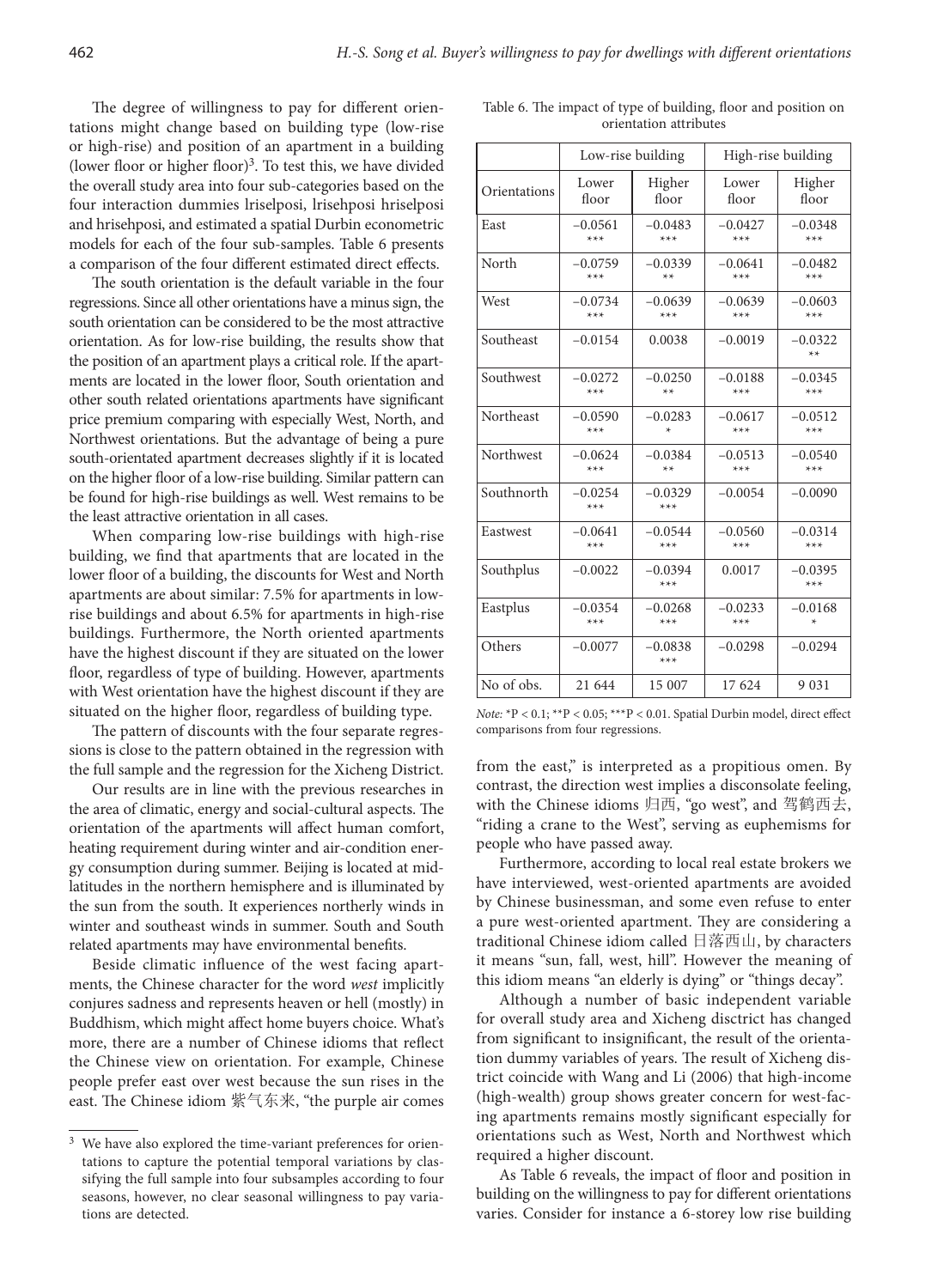The degree of willingness to pay for different orientations might change based on building type (low-rise or high-rise) and position of an apartment in a building (lower floor or higher floor)[3]. To test this, we have divided the overall study area into four sub-categories based on the four interaction dummies lriselposi, lrisehposi hriselposi and hrisehposi, and estimated a spatial Durbin econometric models for each of the four sub-samples. Table 6 presents a comparison of the four different estimated direct effects.

The south orientation is the default variable in the four regressions. Since all other orientations have a minus sign, the south orientation can be considered to be the most attractive orientation. As for low-rise building, the results show that the position of an apartment plays a critical role. If the apartments are located in the lower floor, South orientation and other south related orientations apartments have significant price premium comparing with especially West, North, and Northwest orientations. But the advantage of being a pure south-orientated apartment decreases slightly if it is located on the higher floor of a low-rise building. Similar pattern can be found for high-rise buildings as well. West remains to be the least attractive orientation in all cases.

When comparing low-rise buildings with high-rise building, we find that apartments that are located in the lower floor of a building, the discounts for West and North apartments are about similar: 7.5% for apartments in low-rise buildings and about 6.5% for apartments in high-rise buildings. Furthermore, the North oriented apartments have the highest discount if they are situated on the lower floor, regardless of type of building. However, apartments with West orientation have the highest discount if they are situated on the higher floor, regardless of building type.

The pattern of discounts with the four separate regressions is close to the pattern obtained in the regression with the full sample and the regression for the Xicheng District.

Our results are in line with the previous researches in the area of climatic, energy and social-cultural aspects. The orientation of the apartments will affect human comfort, heating requirement during winter and air-condition energy consumption during summer. Beijing is located at mid-latitudes in the northern hemisphere and is illuminated by the sun from the south. It experiences northerly winds in winter and southeast winds in summer. South and South related apartments may have environmental benefits.

Beside climatic influence of the west facing apartments, the Chinese character for the word *west* implicitly conjures sadness and represents heaven or hell (mostly) in Buddhism, which might affect home buyers choice. What's more, there are a number of Chinese idioms that reflect the Chinese view on orientation. For example, Chinese people prefer east over west because the sun rises in the east. The Chinese idiom 紫气东来, "the purple air comes from the east," is interpreted as a propitious omen. By contrast, the direction west implies a disconsolate feeling, with the Chinese idioms 归西, "go west", and 驾鹤西去, "riding a crane to the West", serving as euphemisms for people who have passed away.

Table 6. The impact of type of building, floor and position on orientation attributes

| | Low-rise building | | High-rise building | |
|---|---|---|---|---|
| Orientations | Lower floor | Higher floor | Lower floor | Higher floor |
| East | –0.0561*** | –0.0483*** | –0.0427*** | –0.0348*** |
| North | –0.0759*** | –0.0339** | –0.0641*** | –0.0482*** |
| West | –0.0734*** | –0.0639*** | –0.0639*** | –0.0603*** |
| Southeast | –0.0154 | 0.0038 | –0.0019 | –0.0322** |
| Southwest | –0.0272*** | –0.0250** | –0.0188*** | –0.0345*** |
| Northeast | –0.0590*** | –0.0283* | –0.0617*** | –0.0512*** |
| Northwest | –0.0624*** | –0.0384** | –0.0513*** | –0.0540*** |
| Southnorth | –0.0254*** | –0.0329*** | –0.0054 | –0.0090 |
| Eastwest | –0.0641*** | –0.0544*** | –0.0560*** | –0.0314*** |
| Southplus | –0.0022 | –0.0394*** | 0.0017 | –0.0395*** |
| Eastplus | –0.0354*** | –0.0268*** | –0.0233*** | –0.0168* |
| Others | –0.0077 | –0.0838*** | –0.0298 | –0.0294 |
| No of obs. | 21 644 | 15 007 | 17 624 | 9 031 |

*Note:* *P < 0.1; **P < 0.05; ***P < 0.01. Spatial Durbin model, direct effect comparisons from four regressions.

Furthermore, according to local real estate brokers we have interviewed, west-oriented apartments are avoided by Chinese businessman, and some even refuse to enter a pure west-oriented apartment. They are considering a traditional Chinese idiom called 日落西山, by characters it means "sun, fall, west, hill". However the meaning of this idiom means "an elderly is dying" or "things decay".

Although a number of basic independent variable for overall study area and Xicheng disctrict has changed from significant to insignificant, the result of the orientation dummy variables of years. The result of Xicheng district coincide with Wang and Li (2006) that high-income (high-wealth) group shows greater concern for west-facing apartments remains mostly significant especially for orientations such as West, North and Northwest which required a higher discount.

As Table 6 reveals, the impact of floor and position in building on the willingness to pay for different orientations varies. Consider for instance a 6-storey low rise building

[3] We have also explored the time-variant preferences for orientations to capture the potential temporal variations by classifying the full sample into four subsamples according to four seasons, however, no clear seasonal willingness to pay variations are detected.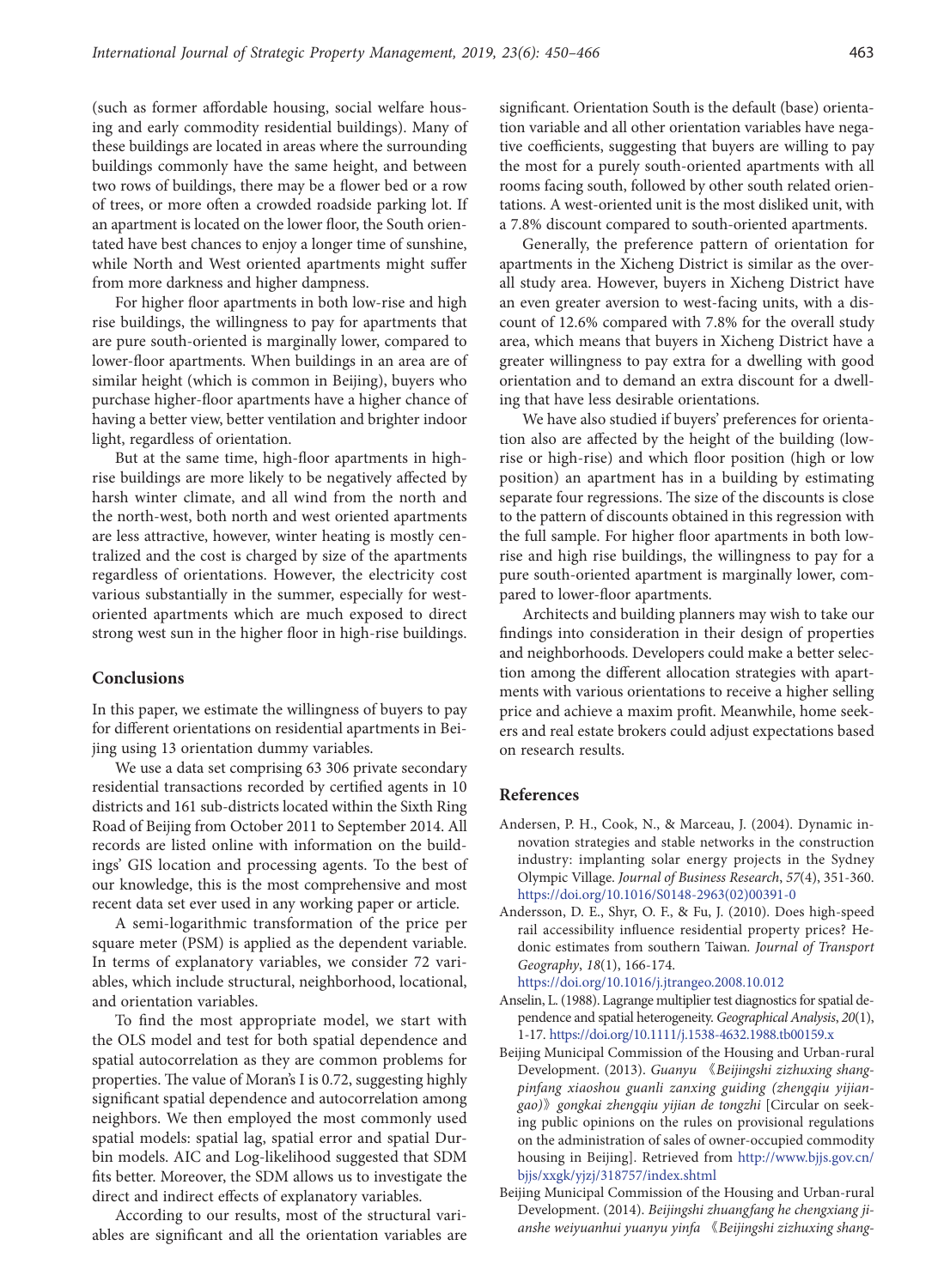(such as former affordable housing, social welfare housing and early commodity residential buildings). Many of these buildings are located in areas where the surrounding buildings commonly have the same height, and between two rows of buildings, there may be a flower bed or a row of trees, or more often a crowded roadside parking lot. If an apartment is located on the lower floor, the South orientated have best chances to enjoy a longer time of sunshine, while North and West oriented apartments might suffer from more darkness and higher dampness.

For higher floor apartments in both low-rise and high rise buildings, the willingness to pay for apartments that are pure south-oriented is marginally lower, compared to lower-floor apartments. When buildings in an area are of similar height (which is common in Beijing), buyers who purchase higher-floor apartments have a higher chance of having a better view, better ventilation and brighter indoor light, regardless of orientation.

But at the same time, high-floor apartments in high-rise buildings are more likely to be negatively affected by harsh winter climate, and all wind from the north and the north-west, both north and west oriented apartments are less attractive, however, winter heating is mostly centralized and the cost is charged by size of the apartments regardless of orientations. However, the electricity cost various substantially in the summer, especially for west-oriented apartments which are much exposed to direct strong west sun in the higher floor in high-rise buildings.

## Conclusions

In this paper, we estimate the willingness of buyers to pay for different orientations on residential apartments in Beijing using 13 orientation dummy variables.

We use a data set comprising 63 306 private secondary residential transactions recorded by certified agents in 10 districts and 161 sub-districts located within the Sixth Ring Road of Beijing from October 2011 to September 2014. All records are listed online with information on the buildings' GIS location and processing agents. To the best of our knowledge, this is the most comprehensive and most recent data set ever used in any working paper or article.

A semi-logarithmic transformation of the price per square meter (PSM) is applied as the dependent variable. In terms of explanatory variables, we consider 72 variables, which include structural, neighborhood, locational, and orientation variables.

To find the most appropriate model, we start with the OLS model and test for both spatial dependence and spatial autocorrelation as they are common problems for properties. The value of Moran's I is 0.72, suggesting highly significant spatial dependence and autocorrelation among neighbors. We then employed the most commonly used spatial models: spatial lag, spatial error and spatial Durbin models. AIC and Log-likelihood suggested that SDM fits better. Moreover, the SDM allows us to investigate the direct and indirect effects of explanatory variables.

According to our results, most of the structural variables are significant and all the orientation variables are significant. Orientation South is the default (base) orientation variable and all other orientation variables have negative coefficients, suggesting that buyers are willing to pay the most for a purely south-oriented apartments with all rooms facing south, followed by other south related orientations. A west-oriented unit is the most disliked unit, with a 7.8% discount compared to south-oriented apartments.

Generally, the preference pattern of orientation for apartments in the Xicheng District is similar as the overall study area. However, buyers in Xicheng District have an even greater aversion to west-facing units, with a discount of 12.6% compared with 7.8% for the overall study area, which means that buyers in Xicheng District have a greater willingness to pay extra for a dwelling with good orientation and to demand an extra discount for a dwelling that have less desirable orientations.

We have also studied if buyers' preferences for orientation also are affected by the height of the building (low-rise or high-rise) and which floor position (high or low position) an apartment has in a building by estimating separate four regressions. The size of the discounts is close to the pattern of discounts obtained in this regression with the full sample. For higher floor apartments in both low-rise and high rise buildings, the willingness to pay for a pure south-oriented apartment is marginally lower, compared to lower-floor apartments.

Architects and building planners may wish to take our findings into consideration in their design of properties and neighborhoods. Developers could make a better selection among the different allocation strategies with apartments with various orientations to receive a higher selling price and achieve a maxim profit. Meanwhile, home seekers and real estate brokers could adjust expectations based on research results.

## References

Andersen, P. H., Cook, N., & Marceau, J. (2004). Dynamic innovation strategies and stable networks in the construction industry: implanting solar energy projects in the Sydney Olympic Village. *Journal of Business Research*, *57*(4), 351-360. https://doi.org/10.1016/S0148-2963(02)00391-0

Andersson, D. E., Shyr, O. F., & Fu, J. (2010). Does high-speed rail accessibility influence residential property prices? Hedonic estimates from southern Taiwan. *Journal of Transport Geography*, *18*(1), 166-174. https://doi.org/10.1016/j.jtrangeo.2008.10.012

Anselin, L. (1988). Lagrange multiplier test diagnostics for spatial dependence and spatial heterogeneity. *Geographical Analysis*, *20*(1), 1-17. https://doi.org/10.1111/j.1538-4632.1988.tb00159.x

Beijing Municipal Commission of the Housing and Urban-rural Development. (2013). *Guanyu* 《*Beijingshi zizhuxing shangpinfang xiaoshou guanli zanxing guiding (zhengqiu yijiangao)*》*gongkai zhengqiu yijian de tongzhi* [Circular on seeking public opinions on the rules on provisional regulations on the administration of sales of owner-occupied commodity housing in Beijing]. Retrieved from http://www.bjjs.gov.cn/bjjs/xxgk/yjzj/318757/index.shtml

Beijing Municipal Commission of the Housing and Urban-rural Development. (2014). *Beijingshi zhuangfang he chengxiang jianshe weiyuanhui yuanyu yinfa* 《*Beijingshi zizhuxing shang-*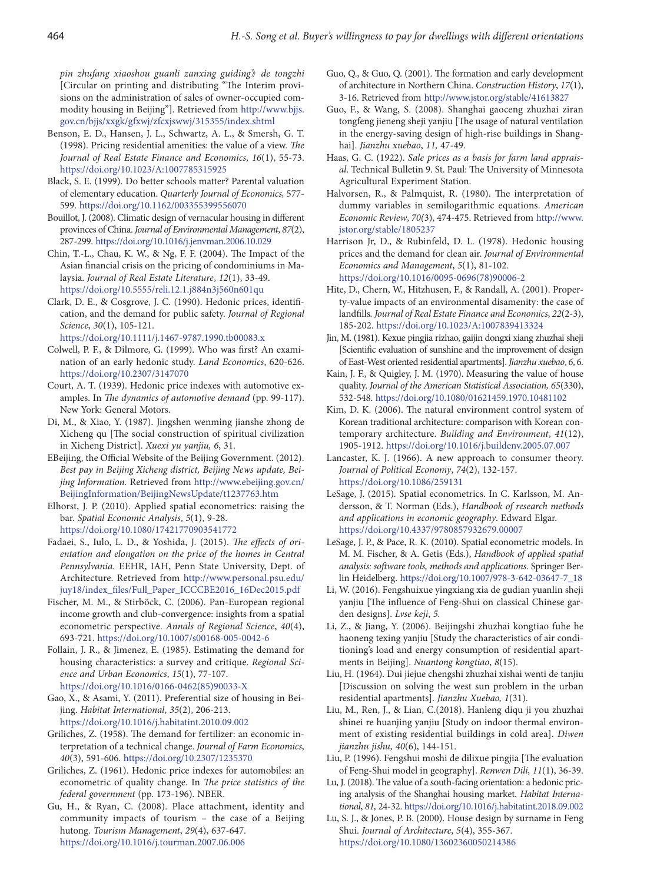*pin zhufang xiaoshou guanli zanxing guiding*》*de tongzhi* [Circular on printing and distributing "The Interim provisions on the administration of sales of owner-occupied commodity housing in Beijing"]. Retrieved from http://www.bjjs.gov.cn/bjjs/xxgk/gfxwj/zfcxjswwj/315355/index.shtml

Benson, E. D., Hansen, J. L., Schwartz, A. L., & Smersh, G. T. (1998). Pricing residential amenities: the value of a view. *The Journal of Real Estate Finance and Economics*, *16*(1), 55-73. https://doi.org/10.1023/A:1007785315925

Black, S. E. (1999). Do better schools matter? Parental valuation of elementary education. *Quarterly Journal of Economics,* 577-599. https://doi.org/10.1162/003355399556070

Bouillot, J. (2008). Climatic design of vernacular housing in different provinces of China. *Journal of Environmental Management*, *87*(2), 287-299. https://doi.org/10.1016/j.jenvman.2006.10.029

Chin, T.-L., Chau, K. W., & Ng, F. F. (2004). The Impact of the Asian financial crisis on the pricing of condominiums in Malaysia. *Journal of Real Estate Literature*, *12*(1), 33-49. https://doi.org/10.5555/reli.12.1.j884n3j560n601qu

Clark, D. E., & Cosgrove, J. C. (1990). Hedonic prices, identification, and the demand for public safety. *Journal of Regional Science*, *30*(1), 105-121. https://doi.org/10.1111/j.1467-9787.1990.tb00083.x

Colwell, P. F., & Dilmore, G. (1999). Who was first? An examination of an early hedonic study. *Land Economics*, 620-626. https://doi.org/10.2307/3147070

Court, A. T. (1939). Hedonic price indexes with automotive examples. In *The dynamics of automotive demand* (pp. 99-117). New York: General Motors.

Di, M., & Xiao, Y. (1987). Jingshen wenming jianshe zhong de Xicheng qu [The social construction of spiritual civilization in Xicheng District]. *Xuexi yu yanjiu, 6*, 31.

EBeijing, the Official Website of the Beijing Government. (2012). *Best pay in Beijing Xicheng district, Beijing News update, Beijing Information.* Retrieved from http://www.ebeijing.gov.cn/BeijingInformation/BeijingNewsUpdate/t1237763.htm

Elhorst, J. P. (2010). Applied spatial econometrics: raising the bar. *Spatial Economic Analysis*, *5*(1), 9-28. https://doi.org/10.1080/17421770903541772

Fadaei, S., Iulo, L. D., & Yoshida, J. (2015). *The effects of orientation and elongation on the price of the homes in Central Pennsylvania.* EEHR, IAH, Penn State University, Dept. of Architecture. Retrieved from http://www.personal.psu.edu/juy18/index_files/Full_Paper_ICCCBE2016_16Dec2015.pdf

Fischer, M. M., & Stirböck, C. (2006). Pan-European regional income growth and club-convergence: insights from a spatial econometric perspective. *Annals of Regional Science*, *40*(4), 693-721. https://doi.org/10.1007/s00168-005-0042-6

Follain, J. R., & Jimenez, E. (1985). Estimating the demand for housing characteristics: a survey and critique. *Regional Science and Urban Economics*, *15*(1), 77-107. https://doi.org/10.1016/0166-0462(85)90033-X

Gao, X., & Asami, Y. (2011). Preferential size of housing in Beijing. *Habitat International*, *35*(2), 206-213. https://doi.org/10.1016/j.habitatint.2010.09.002

Griliches, Z. (1958). The demand for fertilizer: an economic interpretation of a technical change. *Journal of Farm Economics*, *40*(3), 591-606. https://doi.org/10.2307/1235370

Griliches, Z. (1961). Hedonic price indexes for automobiles: an econometric of quality change. In *The price statistics of the federal government* (pp. 173-196). NBER.

Gu, H., & Ryan, C. (2008). Place attachment, identity and community impacts of tourism – the case of a Beijing hutong. *Tourism Management*, *29*(4), 637-647. https://doi.org/10.1016/j.tourman.2007.06.006

Guo, Q., & Guo, Q. (2001). The formation and early development of architecture in Northern China. *Construction History*, *17*(1), 3-16. Retrieved from http://www.jstor.org/stable/41613827

Guo, F., & Wang, S. (2008). Shanghai gaoceng zhuzhai ziran tongfeng jieneng sheji yanjiu [The usage of natural ventilation in the energy-saving design of high-rise buildings in Shanghai]. *Jianzhu xuebao*, *11*, 47-49.

Haas, G. C. (1922). *Sale prices as a basis for farm land appraisal*. Technical Bulletin 9. St. Paul: The University of Minnesota Agricultural Experiment Station.

Halvorsen, R., & Palmquist, R. (1980). The interpretation of dummy variables in semilogarithmic equations. *American Economic Review*, *70*(3), 474-475. Retrieved from http://www.jstor.org/stable/1805237

Harrison Jr, D., & Rubinfeld, D. L. (1978). Hedonic housing prices and the demand for clean air. *Journal of Environmental Economics and Management*, *5*(1), 81-102. https://doi.org/10.1016/0095-0696(78)90006-2

Hite, D., Chern, W., Hitzhusen, F., & Randall, A. (2001). Property-value impacts of an environmental disamenity: the case of landfills. *Journal of Real Estate Finance and Economics*, *22*(2-3), 185-202. https://doi.org/10.1023/A:1007839413324

Jin, M. (1981). Kexue pingjia rizhao, gaijin dongxi xiang zhuzhai sheji [Scientific evaluation of sunshine and the improvement of design of East-West oriented residential apartments]. *Jianzhu xuebao*, *6*, 6.

Kain, J. F., & Quigley, J. M. (1970). Measuring the value of house quality. *Journal of the American Statistical Association, 65*(330), 532-548. https://doi.org/10.1080/01621459.1970.10481102

Kim, D. K. (2006). The natural environment control system of Korean traditional architecture: comparison with Korean contemporary architecture. *Building and Environment*, *41*(12), 1905-1912. https://doi.org/10.1016/j.buildenv.2005.07.007

Lancaster, K. J. (1966). A new approach to consumer theory. *Journal of Political Economy*, *74*(2), 132-157. https://doi.org/10.1086/259131

LeSage, J. (2015). Spatial econometrics. In C. Karlsson, M. Andersson, & T. Norman (Eds.), *Handbook of research methods and applications in economic geography*. Edward Elgar. https://doi.org/10.4337/9780857932679.00007

LeSage, J. P., & Pace, R. K. (2010). Spatial econometric models. In M. M. Fischer, & A. Getis (Eds.), *Handbook of applied spatial analysis: software tools, methods and applications.* Springer Berlin Heidelberg. https://doi.org/10.1007/978-3-642-03647-7_18

Li, W. (2016). Fengshuixue yingxiang xia de gudian yuanlin sheji yanjiu [The influence of Feng-Shui on classical Chinese garden designs]. *Lvse keji*, *5.*

Li, Z., & Jiang, Y. (2006). Beijingshi zhuzhai kongtiao fuhe he haoneng texing yanjiu [Study the characteristics of air conditioning's load and energy consumption of residential apartments in Beijing]. *Nuantong kongtiao*, *8*(15).

Liu, H. (1964). Dui jiejue chengshi zhuzhai xishai wenti de tanjiu [Discussion on solving the west sun problem in the urban residential apartments]. *Jianzhu Xuebao, 1*(31).

Liu, M., Ren, J., & Lian, C.(2018). Hanleng diqu ji you zhuzhai shinei re huanjing yanjiu [Study on indoor thermal environment of existing residential buildings in cold area]. *Diwen jianzhu jishu, 40*(6), 144-151.

Liu, P. (1996). Fengshui moshi de dilixue pingjia [The evaluation of Feng-Shui model in geography]. *Renwen Dili, 11*(1), 36-39.

Lu, J. (2018). The value of a south-facing orientation: a hedonic pricing analysis of the Shanghai housing market. *Habitat International*, *81,* 24-32. https://doi.org/10.1016/j.habitatint.2018.09.002

Lu, S. J., & Jones, P. B. (2000). House design by surname in Feng Shui. *Journal of Architecture*, *5*(4), 355-367. https://doi.org/10.1080/13602360050214386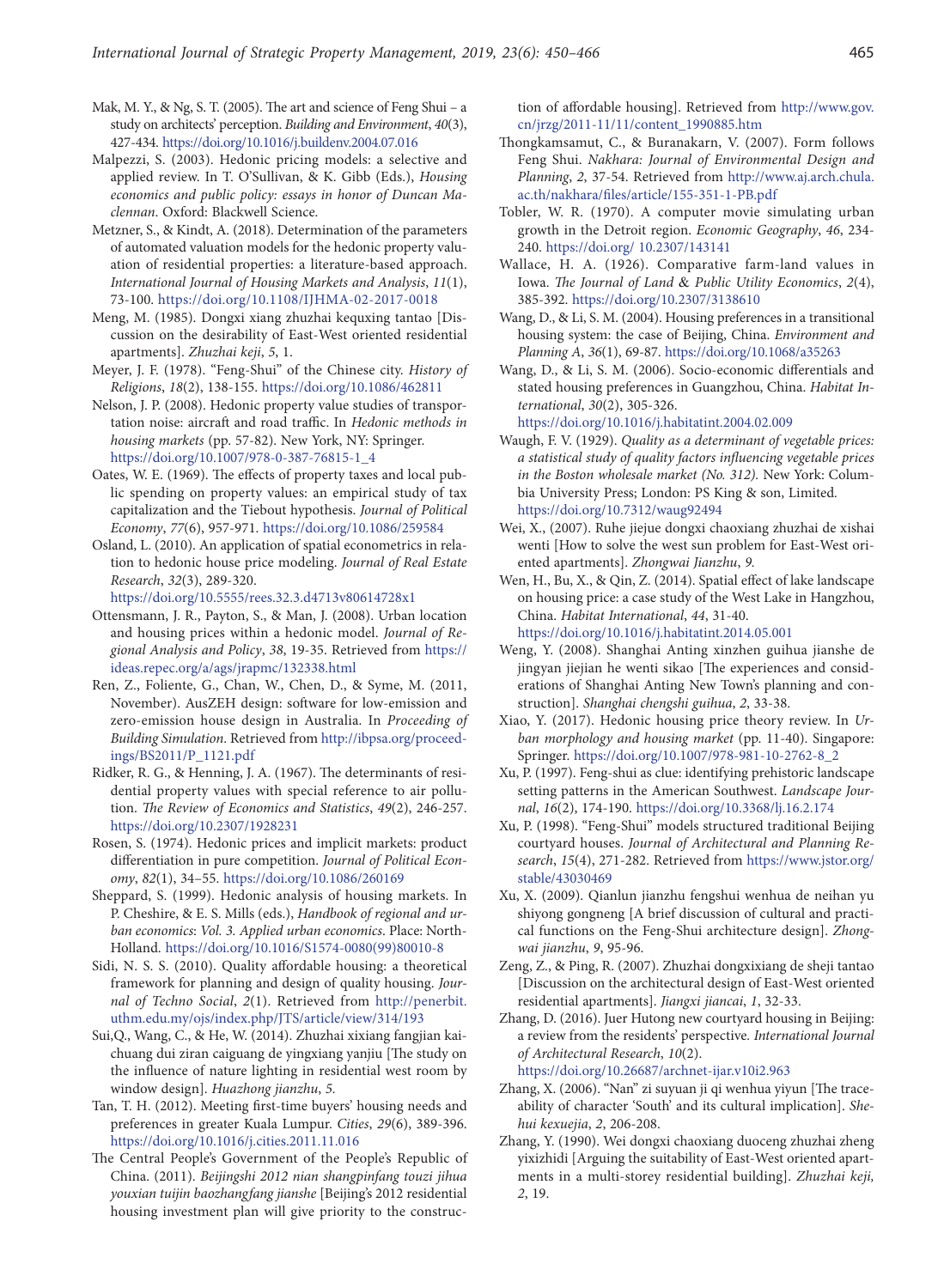Mak, M. Y., & Ng, S. T. (2005). The art and science of Feng Shui – a study on architects' perception. *Building and Environment*, *40*(3), 427-434. https://doi.org/10.1016/j.buildenv.2004.07.016

Malpezzi, S. (2003). Hedonic pricing models: a selective and applied review. In T. O'Sullivan, & K. Gibb (Eds.), *Housing economics and public policy: essays in honor of Duncan Maclennan*. Oxford: Blackwell Science.

Metzner, S., & Kindt, A. (2018). Determination of the parameters of automated valuation models for the hedonic property valuation of residential properties: a literature-based approach. *International Journal of Housing Markets and Analysis*, *11*(1), 73-100. https://doi.org/10.1108/IJHMA-02-2017-0018

Meng, M. (1985). Dongxi xiang zhuzhai kequxing tantao [Discussion on the desirability of East-West oriented residential apartments]. *Zhuzhai keji*, *5*, 1.

Meyer, J. F. (1978). "Feng-Shui" of the Chinese city. *History of Religions*, *18*(2), 138-155. https://doi.org/10.1086/462811

Nelson, J. P. (2008). Hedonic property value studies of transportation noise: aircraft and road traffic. In *Hedonic methods in housing markets* (pp. 57-82). New York, NY: Springer. https://doi.org/10.1007/978-0-387-76815-1_4

Oates, W. E. (1969). The effects of property taxes and local public spending on property values: an empirical study of tax capitalization and the Tiebout hypothesis. *Journal of Political Economy*, *77*(6), 957-971. https://doi.org/10.1086/259584

Osland, L. (2010). An application of spatial econometrics in relation to hedonic house price modeling. *Journal of Real Estate Research*, *32*(3), 289-320. https://doi.org/10.5555/rees.32.3.d4713v80614728x1

Ottensmann, J. R., Payton, S., & Man, J. (2008). Urban location and housing prices within a hedonic model. *Journal of Regional Analysis and Policy*, *38*, 19-35. Retrieved from https://ideas.repec.org/a/ags/jrapmc/132338.html

Ren, Z., Foliente, G., Chan, W., Chen, D., & Syme, M. (2011, November). AusZEH design: software for low-emission and zero-emission house design in Australia. In *Proceeding of Building Simulation*. Retrieved from http://ibpsa.org/proceedings/BS2011/P_1121.pdf

Ridker, R. G., & Henning, J. A. (1967). The determinants of residential property values with special reference to air pollution. *The Review of Economics and Statistics*, *49*(2), 246-257. https://doi.org/10.2307/1928231

Rosen, S. (1974). Hedonic prices and implicit markets: product differentiation in pure competition. *Journal of Political Economy*, *82*(1), 34–55. https://doi.org/10.1086/260169

Sheppard, S. (1999). Hedonic analysis of housing markets. In P. Cheshire, & E. S. Mills (eds.), *Handbook of regional and urban economics*: *Vol. 3. Applied urban economics*. Place: North-Holland. https://doi.org/10.1016/S1574-0080(99)80010-8

Sidi, N. S. S. (2010). Quality affordable housing: a theoretical framework for planning and design of quality housing. *Journal of Techno Social*, *2*(1). Retrieved from http://penerbit.uthm.edu.my/ojs/index.php/JTS/article/view/314/193

Sui,Q., Wang, C., & He, W. (2014). Zhuzhai xixiang fangjian kaichuang dui ziran caiguang de yingxiang yanjiu [The study on the influence of nature lighting in residential west room by window design]. *Huazhong jianzhu*, *5*.

Tan, T. H. (2012). Meeting first-time buyers' housing needs and preferences in greater Kuala Lumpur. *Cities*, *29*(6), 389-396. https://doi.org/10.1016/j.cities.2011.11.016

The Central People's Government of the People's Republic of China. (2011). *Beijingshi 2012 nian shangpinfang touzi jihua youxian tuijin baozhangfang jianshe* [Beijing's 2012 residential housing investment plan will give priority to the construction of affordable housing]. Retrieved from http://www.gov.cn/jrzg/2011-11/11/content_1990885.htm

Thongkamsamut, C., & Buranakarn, V. (2007). Form follows Feng Shui. *Nakhara: Journal of Environmental Design and Planning*, *2*, 37-54. Retrieved from http://www.aj.arch.chula.ac.th/nakhara/files/article/155-351-1-PB.pdf

Tobler, W. R. (1970). A computer movie simulating urban growth in the Detroit region. *Economic Geography*, *46*, 234-240. https://doi.org/ 10.2307/143141

Wallace, H. A. (1926). Comparative farm-land values in Iowa. *The Journal of Land & Public Utility Economics*, *2*(4), 385-392. https://doi.org/10.2307/3138610

Wang, D., & Li, S. M. (2004). Housing preferences in a transitional housing system: the case of Beijing, China. *Environment and Planning A*, *36*(1), 69-87. https://doi.org/10.1068/a35263

Wang, D., & Li, S. M. (2006). Socio-economic differentials and stated housing preferences in Guangzhou, China. *Habitat International*, *30*(2), 305-326. https://doi.org/10.1016/j.habitatint.2004.02.009

Waugh, F. V. (1929). *Quality as a determinant of vegetable prices: a statistical study of quality factors influencing vegetable prices in the Boston wholesale market (No. 312).* New York: Columbia University Press; London: PS King & son, Limited. https://doi.org/10.7312/waug92494

Wei, X., (2007). Ruhe jiejue dongxi chaoxiang zhuzhai de xishai wenti [How to solve the west sun problem for East-West oriented apartments]. *Zhongwai Jianzhu*, *9.*

Wen, H., Bu, X., & Qin, Z. (2014). Spatial effect of lake landscape on housing price: a case study of the West Lake in Hangzhou, China. *Habitat International*, *44*, 31-40. https://doi.org/10.1016/j.habitatint.2014.05.001

Weng, Y. (2008). Shanghai Anting xinzhen guihua jianshe de jingyan jiejian he wenti sikao [The experiences and considerations of Shanghai Anting New Town's planning and construction]. *Shanghai chengshi guihua*, *2*, 33-38.

Xiao, Y. (2017). Hedonic housing price theory review. In *Urban morphology and housing market* (pp. 11-40). Singapore: Springer. https://doi.org/10.1007/978-981-10-2762-8_2

Xu, P. (1997). Feng-shui as clue: identifying prehistoric landscape setting patterns in the American Southwest. *Landscape Journal*, *16*(2), 174-190. https://doi.org/10.3368/lj.16.2.174

Xu, P. (1998). "Feng-Shui" models structured traditional Beijing courtyard houses. *Journal of Architectural and Planning Research*, *15*(4), 271-282. Retrieved from https://www.jstor.org/stable/43030469

Xu, X. (2009). Qianlun jianzhu fengshui wenhua de neihan yu shiyong gongneng [A brief discussion of cultural and practical functions on the Feng-Shui architecture design]. *Zhongwai jianzhu*, *9*, 95-96.

Zeng, Z., & Ping, R. (2007). Zhuzhai dongxixiang de sheji tantao [Discussion on the architectural design of East-West oriented residential apartments]. *Jiangxi jiancai*, *1*, 32-33.

Zhang, D. (2016). Juer Hutong new courtyard housing in Beijing: a review from the residents' perspective. *International Journal of Architectural Research*, *10*(2). https://doi.org/10.26687/archnet-ijar.v10i2.963

Zhang, X. (2006). "Nan" zi suyuan ji qi wenhua yiyun [The traceability of character 'South' and its cultural implication]. *Shehui kexuejia*, *2*, 206-208.

Zhang, Y. (1990). Wei dongxi chaoxiang duoceng zhuzhai zheng yixizhidi [Arguing the suitability of East-West oriented apartments in a multi-storey residential building]. *Zhuzhai keji, 2*, 19.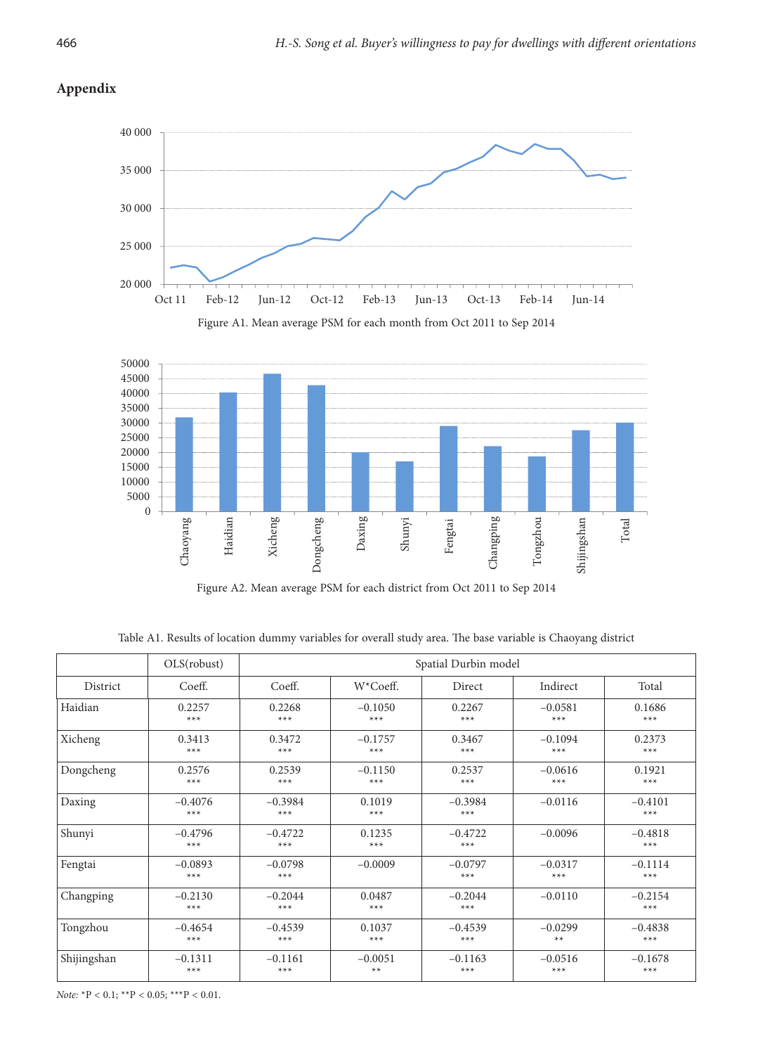## Appendix

40 000
35 000
30 000
25 000
20 000
Oct 11 Feb-12 Jun-12 Oct-12 Feb-13 Jun-13 Oct-13 Feb-14 Jun-14

Figure A1. Mean average PSM for each month from Oct 2011 to Sep 2014

50000
45000
40000
35000
30000
25000
20000
15000
10000
5000
0
Chaoyang Haidian Xicheng Dongcheng Daxing Shunyi Fengtai Changping Tongzhou Shijingshan Total

Figure A2. Mean average PSM for each district from Oct 2011 to Sep 2014

Table A1. Results of location dummy variables for overall study area. The base variable is Chaoyang district

| | OLS(robust) | Spatial Durbin model | | | | |
|---|---|---|---|---|---|---|
| District | Coeff. | Coeff. | W*Coeff. | Direct | Indirect | Total |
| Haidian | 0.2257 *** | 0.2268 *** | −0.1050 *** | 0.2267 *** | −0.0581 *** | 0.1686 *** |
| Xicheng | 0.3413 *** | 0.3472 *** | −0.1757 *** | 0.3467 *** | −0.1094 *** | 0.2373 *** |
| Dongcheng | 0.2576 *** | 0.2539 *** | −0.1150 *** | 0.2537 *** | −0.0616 *** | 0.1921 *** |
| Daxing | −0.4076 *** | −0.3984 *** | 0.1019 *** | −0.3984 *** | −0.0116 | −0.4101 *** |
| Shunyi | −0.4796 *** | −0.4722 *** | 0.1235 *** | −0.4722 *** | −0.0096 | −0.4818 *** |
| Fengtai | −0.0893 *** | −0.0798 *** | −0.0009 | −0.0797 *** | −0.0317 *** | −0.1114 *** |
| Changping | −0.2130 *** | −0.2044 *** | 0.0487 *** | −0.2044 *** | −0.0110 | −0.2154 *** |
| Tongzhou | −0.4654 *** | −0.4539 *** | 0.1037 *** | −0.4539 *** | −0.0299 ** | −0.4838 *** |
| Shijingshan | −0.1311 *** | −0.1161 *** | −0.0051 ** | −0.1163 *** | −0.0516 *** | −0.1678 *** |

*Note:* *P < 0.1; **P < 0.05; ***P < 0.01.